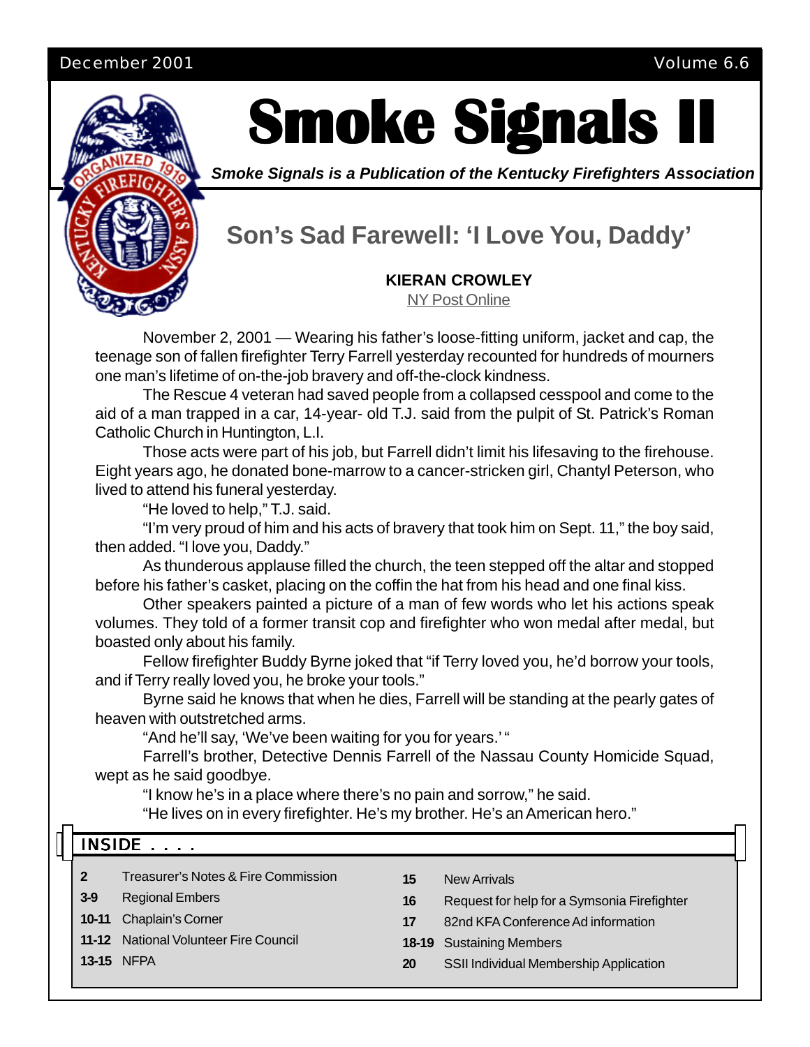December 2001 Volume 6.6

# Smoke Signals II

***Smoke Signals is a Publication of the Kentucky Firefighters Association***

## Son's Sad Farewell: 'I Love You, Daddy'

**KIERAN CROWLEY**
NY Post Online

November 2, 2001 — Wearing his father's loose-fitting uniform, jacket and cap, the teenage son of fallen firefighter Terry Farrell yesterday recounted for hundreds of mourners one man's lifetime of on-the-job bravery and off-the-clock kindness.

The Rescue 4 veteran had saved people from a collapsed cesspool and come to the aid of a man trapped in a car, 14-year- old T.J. said from the pulpit of St. Patrick's Roman Catholic Church in Huntington, L.I.

Those acts were part of his job, but Farrell didn't limit his lifesaving to the firehouse. Eight years ago, he donated bone-marrow to a cancer-stricken girl, Chantyl Peterson, who lived to attend his funeral yesterday.

"He loved to help," T.J. said.

"I'm very proud of him and his acts of bravery that took him on Sept. 11," the boy said, then added. "I love you, Daddy."

As thunderous applause filled the church, the teen stepped off the altar and stopped before his father's casket, placing on the coffin the hat from his head and one final kiss.

Other speakers painted a picture of a man of few words who let his actions speak volumes. They told of a former transit cop and firefighter who won medal after medal, but boasted only about his family.

Fellow firefighter Buddy Byrne joked that "if Terry loved you, he'd borrow your tools, and if Terry really loved you, he broke your tools."

Byrne said he knows that when he dies, Farrell will be standing at the pearly gates of heaven with outstretched arms.

"And he'll say, 'We've been waiting for you for years.' "

Farrell's brother, Detective Dennis Farrell of the Nassau County Homicide Squad, wept as he said goodbye.

"I know he's in a place where there's no pain and sorrow," he said.

"He lives on in every firefighter. He's my brother. He's an American hero."

## INSIDE . . . .

| | |
|---|---|
| **2** | Treasurer's Notes & Fire Commission |
| **3-9** | Regional Embers |
| **10-11** | Chaplain's Corner |
| **11-12** | National Volunteer Fire Council |
| **13-15** | NFPA |
| **15** | New Arrivals |
| **16** | Request for help for a Symsonia Firefighter |
| **17** | 82nd KFA Conference Ad information |
| **18-19** | Sustaining Members |
| **20** | SSII Individual Membership Application |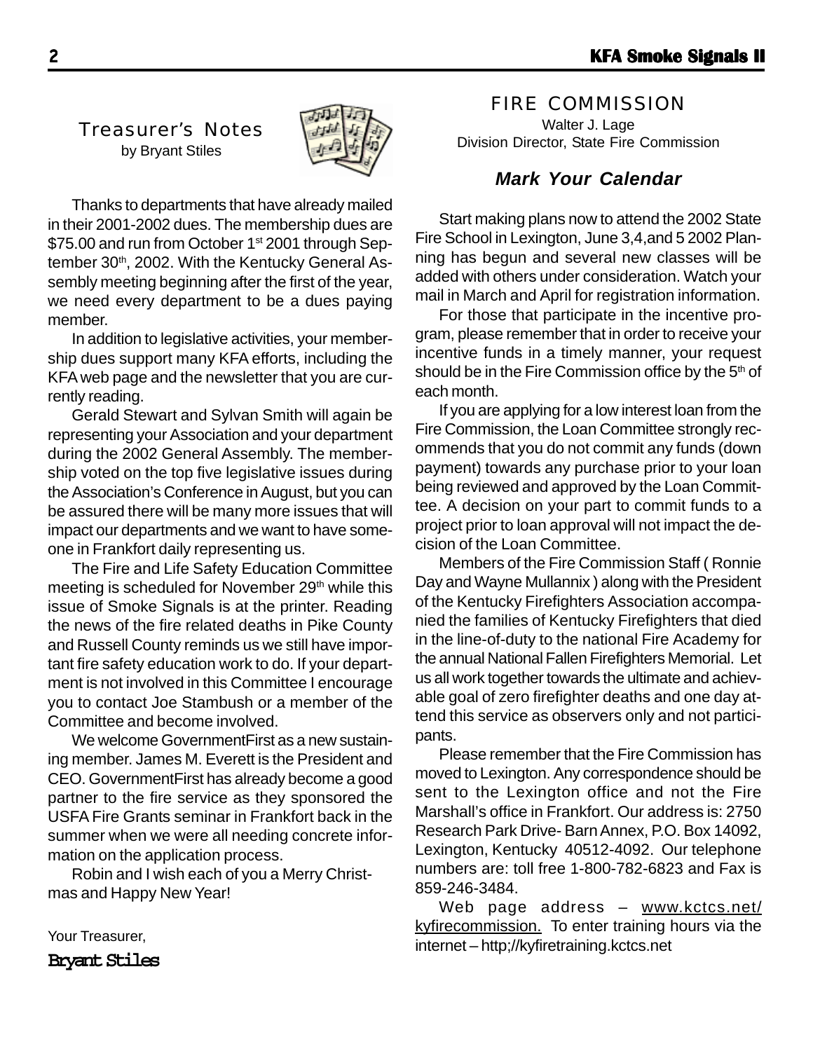## Treasurer's Notes

by Bryant Stiles

Thanks to departments that have already mailed in their 2001-2002 dues. The membership dues are $75.00 and run from October 1st 2001 through September 30th, 2002. With the Kentucky General Assembly meeting beginning after the first of the year, we need every department to be a dues paying member.

In addition to legislative activities, your membership dues support many KFA efforts, including the KFA web page and the newsletter that you are currently reading.

Gerald Stewart and Sylvan Smith will again be representing your Association and your department during the 2002 General Assembly. The membership voted on the top five legislative issues during the Association's Conference in August, but you can be assured there will be many more issues that will impact our departments and we want to have someone in Frankfort daily representing us.

The Fire and Life Safety Education Committee meeting is scheduled for November 29th while this issue of Smoke Signals is at the printer. Reading the news of the fire related deaths in Pike County and Russell County reminds us we still have important fire safety education work to do. If your department is not involved in this Committee I encourage you to contact Joe Stambush or a member of the Committee and become involved.

We welcome GovernmentFirst as a new sustaining member. James M. Everett is the President and CEO. GovernmentFirst has already become a good partner to the fire service as they sponsored the USFA Fire Grants seminar in Frankfort back in the summer when we were all needing concrete information on the application process.

Robin and I wish each of you a Merry Christmas and Happy New Year!

Your Treasurer,

**Bryant Stiles**

## FIRE COMMISSION

Walter J. Lage
Division Director, State Fire Commission

### *Mark Your Calendar*

Start making plans now to attend the 2002 State Fire School in Lexington, June 3,4,and 5 2002 Planning has begun and several new classes will be added with others under consideration. Watch your mail in March and April for registration information.

For those that participate in the incentive program, please remember that in order to receive your incentive funds in a timely manner, your request should be in the Fire Commission office by the 5th of each month.

If you are applying for a low interest loan from the Fire Commission, the Loan Committee strongly recommends that you do not commit any funds (down payment) towards any purchase prior to your loan being reviewed and approved by the Loan Committee. A decision on your part to commit funds to a project prior to loan approval will not impact the decision of the Loan Committee.

Members of the Fire Commission Staff ( Ronnie Day and Wayne Mullannix ) along with the President of the Kentucky Firefighters Association accompanied the families of Kentucky Firefighters that died in the line-of-duty to the national Fire Academy for the annual National Fallen Firefighters Memorial. Let us all work together towards the ultimate and achievable goal of zero firefighter deaths and one day attend this service as observers only and not participants.

Please remember that the Fire Commission has moved to Lexington. Any correspondence should be sent to the Lexington office and not the Fire Marshall's office in Frankfort. Our address is: 2750 Research Park Drive- Barn Annex, P.O. Box 14092, Lexington, Kentucky 40512-4092. Our telephone numbers are: toll free 1-800-782-6823 and Fax is 859-246-3484.

Web page address – www.kctcs.net/kyfirecommission. To enter training hours via the internet – http;//kyfiretraining.kctcs.net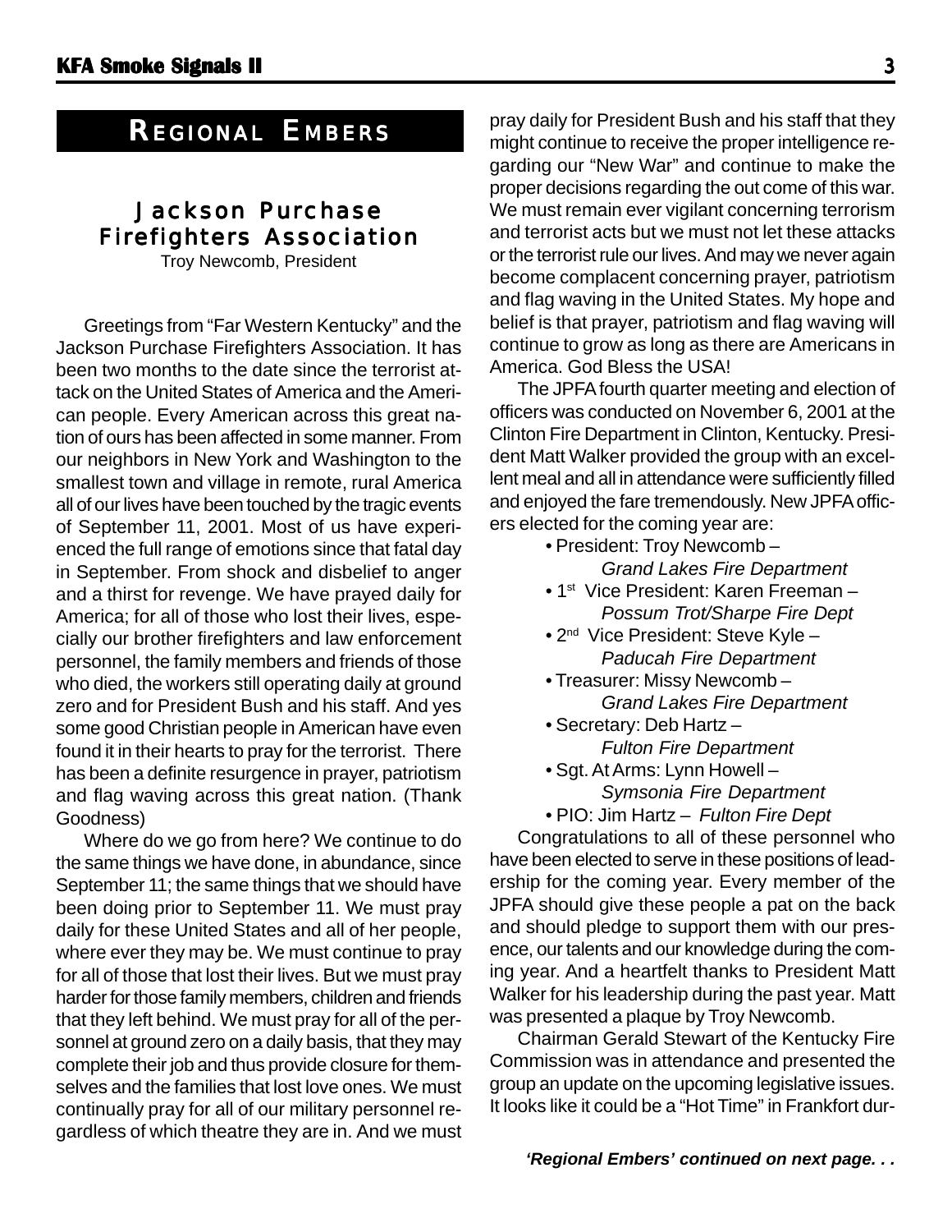## Regional Embers

### Jackson Purchase Firefighters Association

Troy Newcomb, President

Greetings from “Far Western Kentucky” and the Jackson Purchase Firefighters Association. It has been two months to the date since the terrorist attack on the United States of America and the American people. Every American across this great nation of ours has been affected in some manner. From our neighbors in New York and Washington to the smallest town and village in remote, rural America all of our lives have been touched by the tragic events of September 11, 2001. Most of us have experienced the full range of emotions since that fatal day in September. From shock and disbelief to anger and a thirst for revenge. We have prayed daily for America; for all of those who lost their lives, especially our brother firefighters and law enforcement personnel, the family members and friends of those who died, the workers still operating daily at ground zero and for President Bush and his staff. And yes some good Christian people in American have even found it in their hearts to pray for the terrorist. There has been a definite resurgence in prayer, patriotism and flag waving across this great nation. (Thank Goodness)

Where do we go from here? We continue to do the same things we have done, in abundance, since September 11; the same things that we should have been doing prior to September 11. We must pray daily for these United States and all of her people, where ever they may be. We must continue to pray for all of those that lost their lives. But we must pray harder for those family members, children and friends that they left behind. We must pray for all of the personnel at ground zero on a daily basis, that they may complete their job and thus provide closure for themselves and the families that lost love ones. We must continually pray for all of our military personnel regardless of which theatre they are in. And we must pray daily for President Bush and his staff that they might continue to receive the proper intelligence regarding our “New War” and continue to make the proper decisions regarding the out come of this war. We must remain ever vigilant concerning terrorism and terrorist acts but we must not let these attacks or the terrorist rule our lives. And may we never again become complacent concerning prayer, patriotism and flag waving in the United States. My hope and belief is that prayer, patriotism and flag waving will continue to grow as long as there are Americans in America. God Bless the USA!

The JPFA fourth quarter meeting and election of officers was conducted on November 6, 2001 at the Clinton Fire Department in Clinton, Kentucky. President Matt Walker provided the group with an excellent meal and all in attendance were sufficiently filled and enjoyed the fare tremendously. New JPFA officers elected for the coming year are:

- President: Troy Newcomb – *Grand Lakes Fire Department*
- 1st Vice President: Karen Freeman – *Possum Trot/Sharpe Fire Dept*
- 2nd Vice President: Steve Kyle – *Paducah Fire Department*
- Treasurer: Missy Newcomb – *Grand Lakes Fire Department*
- Secretary: Deb Hartz – *Fulton Fire Department*
- Sgt. At Arms: Lynn Howell – *Symsonia Fire Department*
- PIO: Jim Hartz – *Fulton Fire Dept*

Congratulations to all of these personnel who have been elected to serve in these positions of leadership for the coming year. Every member of the JPFA should give these people a pat on the back and should pledge to support them with our presence, our talents and our knowledge during the coming year. And a heartfelt thanks to President Matt Walker for his leadership during the past year. Matt was presented a plaque by Troy Newcomb.

Chairman Gerald Stewart of the Kentucky Fire Commission was in attendance and presented the group an update on the upcoming legislative issues. It looks like it could be a “Hot Time” in Frankfort dur-

***'Regional Embers' continued on next page. . .***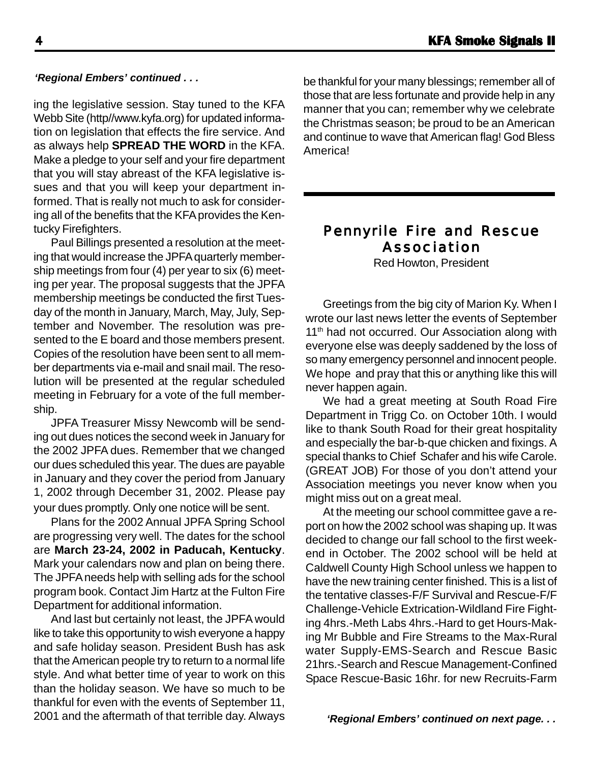*'Regional Embers' continued . . .*

ing the legislative session. Stay tuned to the KFA Webb Site (http//www.kyfa.org) for updated information on legislation that effects the fire service. And as always help **SPREAD THE WORD** in the KFA. Make a pledge to your self and your fire department that you will stay abreast of the KFA legislative issues and that you will keep your department informed. That is really not much to ask for considering all of the benefits that the KFA provides the Kentucky Firefighters.

Paul Billings presented a resolution at the meeting that would increase the JPFA quarterly membership meetings from four (4) per year to six (6) meeting per year. The proposal suggests that the JPFA membership meetings be conducted the first Tuesday of the month in January, March, May, July, September and November. The resolution was presented to the E board and those members present. Copies of the resolution have been sent to all member departments via e-mail and snail mail. The resolution will be presented at the regular scheduled meeting in February for a vote of the full membership.

JPFA Treasurer Missy Newcomb will be sending out dues notices the second week in January for the 2002 JPFA dues. Remember that we changed our dues scheduled this year. The dues are payable in January and they cover the period from January 1, 2002 through December 31, 2002. Please pay your dues promptly. Only one notice will be sent.

Plans for the 2002 Annual JPFA Spring School are progressing very well. The dates for the school are **March 23-24, 2002 in Paducah, Kentucky**. Mark your calendars now and plan on being there. The JPFA needs help with selling ads for the school program book. Contact Jim Hartz at the Fulton Fire Department for additional information.

And last but certainly not least, the JPFA would like to take this opportunity to wish everyone a happy and safe holiday season. President Bush has ask that the American people try to return to a normal life style. And what better time of year to work on this than the holiday season. We have so much to be thankful for even with the events of September 11, 2001 and the aftermath of that terrible day. Always be thankful for your many blessings; remember all of those that are less fortunate and provide help in any manner that you can; remember why we celebrate the Christmas season; be proud to be an American and continue to wave that American flag! God Bless America!

## Pennyrile Fire and Rescue Association

Red Howton, President

Greetings from the big city of Marion Ky. When I wrote our last news letter the events of September 11th had not occurred. Our Association along with everyone else was deeply saddened by the loss of so many emergency personnel and innocent people. We hope and pray that this or anything like this will never happen again.

We had a great meeting at South Road Fire Department in Trigg Co. on October 10th. I would like to thank South Road for their great hospitality and especially the bar-b-que chicken and fixings. A special thanks to Chief Schafer and his wife Carole. (GREAT JOB) For those of you don't attend your Association meetings you never know when you might miss out on a great meal.

At the meeting our school committee gave a report on how the 2002 school was shaping up. It was decided to change our fall school to the first weekend in October. The 2002 school will be held at Caldwell County High School unless we happen to have the new training center finished. This is a list of the tentative classes-F/F Survival and Rescue-F/F Challenge-Vehicle Extrication-Wildland Fire Fighting 4hrs.-Meth Labs 4hrs.-Hard to get Hours-Making Mr Bubble and Fire Streams to the Max-Rural water Supply-EMS-Search and Rescue Basic 21hrs.-Search and Rescue Management-Confined Space Rescue-Basic 16hr. for new Recruits-Farm

*'Regional Embers' continued on next page. . .*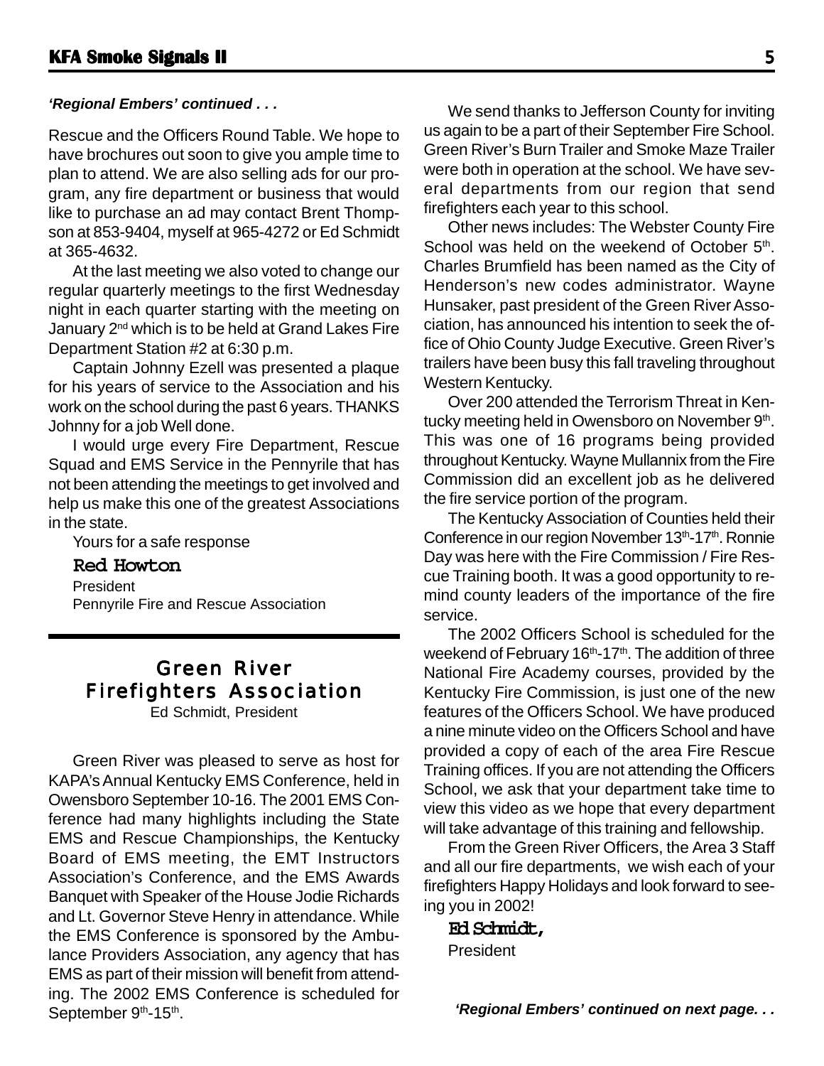*'Regional Embers' continued . . .*

Rescue and the Officers Round Table. We hope to have brochures out soon to give you ample time to plan to attend. We are also selling ads for our program, any fire department or business that would like to purchase an ad may contact Brent Thompson at 853-9404, myself at 965-4272 or Ed Schmidt at 365-4632.

At the last meeting we also voted to change our regular quarterly meetings to the first Wednesday night in each quarter starting with the meeting on January 2nd which is to be held at Grand Lakes Fire Department Station #2 at 6:30 p.m.

Captain Johnny Ezell was presented a plaque for his years of service to the Association and his work on the school during the past 6 years. THANKS Johnny for a job Well done.

I would urge every Fire Department, Rescue Squad and EMS Service in the Pennyrile that has not been attending the meetings to get involved and help us make this one of the greatest Associations in the state.

Yours for a safe response

**Red Howton**
President
Pennyrile Fire and Rescue Association

## Green River Firefighters Association

Ed Schmidt, President

Green River was pleased to serve as host for KAPA's Annual Kentucky EMS Conference, held in Owensboro September 10-16. The 2001 EMS Conference had many highlights including the State EMS and Rescue Championships, the Kentucky Board of EMS meeting, the EMT Instructors Association's Conference, and the EMS Awards Banquet with Speaker of the House Jodie Richards and Lt. Governor Steve Henry in attendance. While the EMS Conference is sponsored by the Ambulance Providers Association, any agency that has EMS as part of their mission will benefit from attending. The 2002 EMS Conference is scheduled for September 9th-15th.

We send thanks to Jefferson County for inviting us again to be a part of their September Fire School. Green River's Burn Trailer and Smoke Maze Trailer were both in operation at the school. We have several departments from our region that send firefighters each year to this school.

Other news includes: The Webster County Fire School was held on the weekend of October 5th. Charles Brumfield has been named as the City of Henderson's new codes administrator. Wayne Hunsaker, past president of the Green River Association, has announced his intention to seek the office of Ohio County Judge Executive. Green River's trailers have been busy this fall traveling throughout Western Kentucky.

Over 200 attended the Terrorism Threat in Kentucky meeting held in Owensboro on November 9th. This was one of 16 programs being provided throughout Kentucky. Wayne Mullannix from the Fire Commission did an excellent job as he delivered the fire service portion of the program.

The Kentucky Association of Counties held their Conference in our region November 13th-17th. Ronnie Day was here with the Fire Commission / Fire Rescue Training booth. It was a good opportunity to remind county leaders of the importance of the fire service.

The 2002 Officers School is scheduled for the weekend of February 16th-17th. The addition of three National Fire Academy courses, provided by the Kentucky Fire Commission, is just one of the new features of the Officers School. We have produced a nine minute video on the Officers School and have provided a copy of each of the area Fire Rescue Training offices. If you are not attending the Officers School, we ask that your department take time to view this video as we hope that every department will take advantage of this training and fellowship.

From the Green River Officers, the Area 3 Staff and all our fire departments, we wish each of your firefighters Happy Holidays and look forward to seeing you in 2002!

**Ed Schmidt,**
President

*'Regional Embers' continued on next page. . .*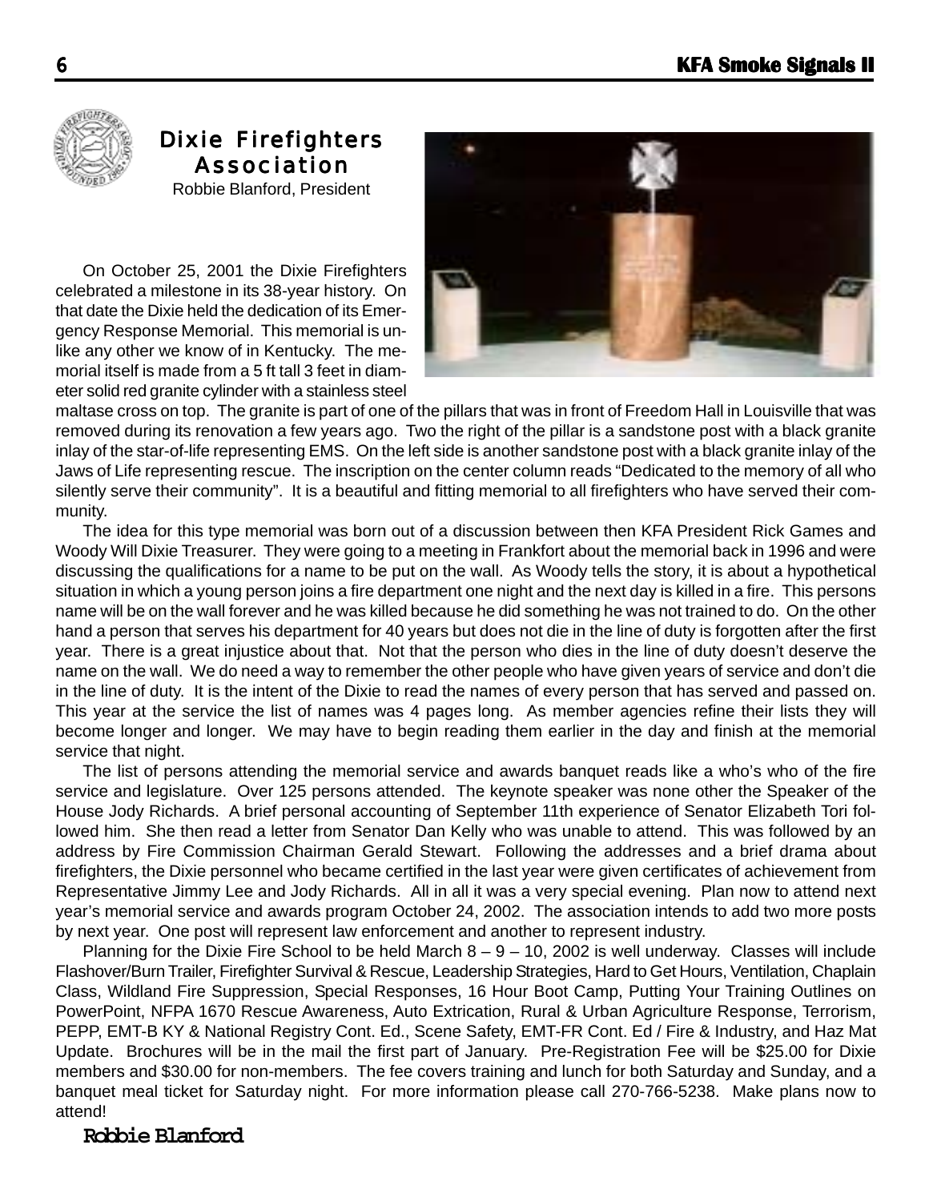# Dixie Firefighters Association

Robbie Blanford, President

On October 25, 2001 the Dixie Firefighters celebrated a milestone in its 38-year history. On that date the Dixie held the dedication of its Emergency Response Memorial. This memorial is unlike any other we know of in Kentucky. The memorial itself is made from a 5 ft tall 3 feet in diameter solid red granite cylinder with a stainless steel maltase cross on top. The granite is part of one of the pillars that was in front of Freedom Hall in Louisville that was removed during its renovation a few years ago. Two the right of the pillar is a sandstone post with a black granite inlay of the star-of-life representing EMS. On the left side is another sandstone post with a black granite inlay of the Jaws of Life representing rescue. The inscription on the center column reads "Dedicated to the memory of all who silently serve their community". It is a beautiful and fitting memorial to all firefighters who have served their community.

The idea for this type memorial was born out of a discussion between then KFA President Rick Games and Woody Will Dixie Treasurer. They were going to a meeting in Frankfort about the memorial back in 1996 and were discussing the qualifications for a name to be put on the wall. As Woody tells the story, it is about a hypothetical situation in which a young person joins a fire department one night and the next day is killed in a fire. This persons name will be on the wall forever and he was killed because he did something he was not trained to do. On the other hand a person that serves his department for 40 years but does not die in the line of duty is forgotten after the first year. There is a great injustice about that. Not that the person who dies in the line of duty doesn't deserve the name on the wall. We do need a way to remember the other people who have given years of service and don't die in the line of duty. It is the intent of the Dixie to read the names of every person that has served and passed on. This year at the service the list of names was 4 pages long. As member agencies refine their lists they will become longer and longer. We may have to begin reading them earlier in the day and finish at the memorial service that night.

The list of persons attending the memorial service and awards banquet reads like a who's who of the fire service and legislature. Over 125 persons attended. The keynote speaker was none other the Speaker of the House Jody Richards. A brief personal accounting of September 11th experience of Senator Elizabeth Tori followed him. She then read a letter from Senator Dan Kelly who was unable to attend. This was followed by an address by Fire Commission Chairman Gerald Stewart. Following the addresses and a brief drama about firefighters, the Dixie personnel who became certified in the last year were given certificates of achievement from Representative Jimmy Lee and Jody Richards. All in all it was a very special evening. Plan now to attend next year's memorial service and awards program October 24, 2002. The association intends to add two more posts by next year. One post will represent law enforcement and another to represent industry.

Planning for the Dixie Fire School to be held March 8 – 9 – 10, 2002 is well underway. Classes will include Flashover/Burn Trailer, Firefighter Survival & Rescue, Leadership Strategies, Hard to Get Hours, Ventilation, Chaplain Class, Wildland Fire Suppression, Special Responses, 16 Hour Boot Camp, Putting Your Training Outlines on PowerPoint, NFPA 1670 Rescue Awareness, Auto Extrication, Rural & Urban Agriculture Response, Terrorism, PEPP, EMT-B KY & National Registry Cont. Ed., Scene Safety, EMT-FR Cont. Ed / Fire & Industry, and Haz Mat Update. Brochures will be in the mail the first part of January. Pre-Registration Fee will be $25.00 for Dixie members and $30.00 for non-members. The fee covers training and lunch for both Saturday and Sunday, and a banquet meal ticket for Saturday night. For more information please call 270-766-5238. Make plans now to attend!

**Robbie Blanford**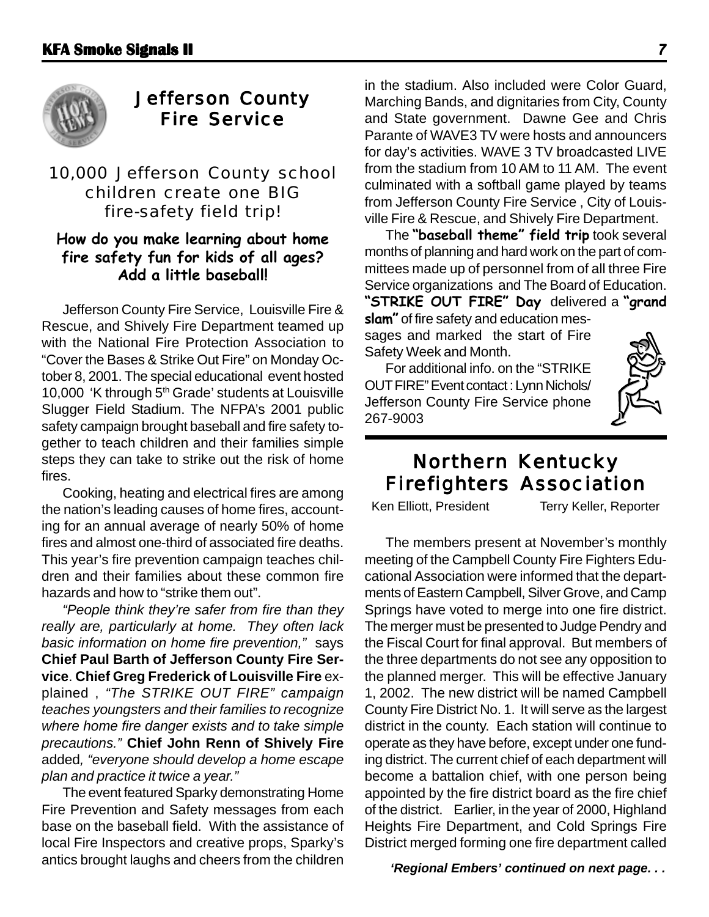## Jefferson County Fire Service

### 10,000 Jefferson County school children create one BIG fire-safety field trip!

**How do you make learning about home fire safety fun for kids of all ages? Add a little baseball!**

Jefferson County Fire Service, Louisville Fire & Rescue, and Shively Fire Department teamed up with the National Fire Protection Association to "Cover the Bases & Strike Out Fire" on Monday October 8, 2001. The special educational event hosted 10,000 'K through 5th Grade' students at Louisville Slugger Field Stadium. The NFPA's 2001 public safety campaign brought baseball and fire safety together to teach children and their families simple steps they can take to strike out the risk of home fires.

Cooking, heating and electrical fires are among the nation's leading causes of home fires, accounting for an annual average of nearly 50% of home fires and almost one-third of associated fire deaths. This year's fire prevention campaign teaches children and their families about these common fire hazards and how to "strike them out".

*"People think they're safer from fire than they really are, particularly at home. They often lack basic information on home fire prevention,"* says **Chief Paul Barth of Jefferson County Fire Service**. **Chief Greg Frederick of Louisville Fire** explained , *"The STRIKE OUT FIRE" campaign teaches youngsters and their families to recognize where home fire danger exists and to take simple precautions."* **Chief John Renn of Shively Fire** added, *"everyone should develop a home escape plan and practice it twice a year."*

The event featured Sparky demonstrating Home Fire Prevention and Safety messages from each base on the baseball field. With the assistance of local Fire Inspectors and creative props, Sparky's antics brought laughs and cheers from the children in the stadium. Also included were Color Guard, Marching Bands, and dignitaries from City, County and State government. Dawne Gee and Chris Parante of WAVE3 TV were hosts and announcers for day's activities. WAVE 3 TV broadcasted LIVE from the stadium from 10 AM to 11 AM. The event culminated with a softball game played by teams from Jefferson County Fire Service , City of Louisville Fire & Rescue, and Shively Fire Department.

The **"baseball theme" field trip** took several months of planning and hard work on the part of committees made up of personnel from of all three Fire Service organizations and The Board of Education. **"STRIKE OUT FIRE" Day** delivered a **"grand slam"** of fire safety and education messages and marked the start of Fire Safety Week and Month.

For additional info. on the "STRIKE OUT FIRE" Event contact : Lynn Nichols/ Jefferson County Fire Service phone 267-9003

## Northern Kentucky Firefighters Association

Ken Elliott, President        Terry Keller, Reporter

The members present at November's monthly meeting of the Campbell County Fire Fighters Educational Association were informed that the departments of Eastern Campbell, Silver Grove, and Camp Springs have voted to merge into one fire district. The merger must be presented to Judge Pendry and the Fiscal Court for final approval. But members of the three departments do not see any opposition to the planned merger. This will be effective January 1, 2002. The new district will be named Campbell County Fire District No. 1. It will serve as the largest district in the county. Each station will continue to operate as they have before, except under one funding district. The current chief of each department will become a battalion chief, with one person being appointed by the fire district board as the fire chief of the district. Earlier, in the year of 2000, Highland Heights Fire Department, and Cold Springs Fire District merged forming one fire department called

***'Regional Embers' continued on next page. . .***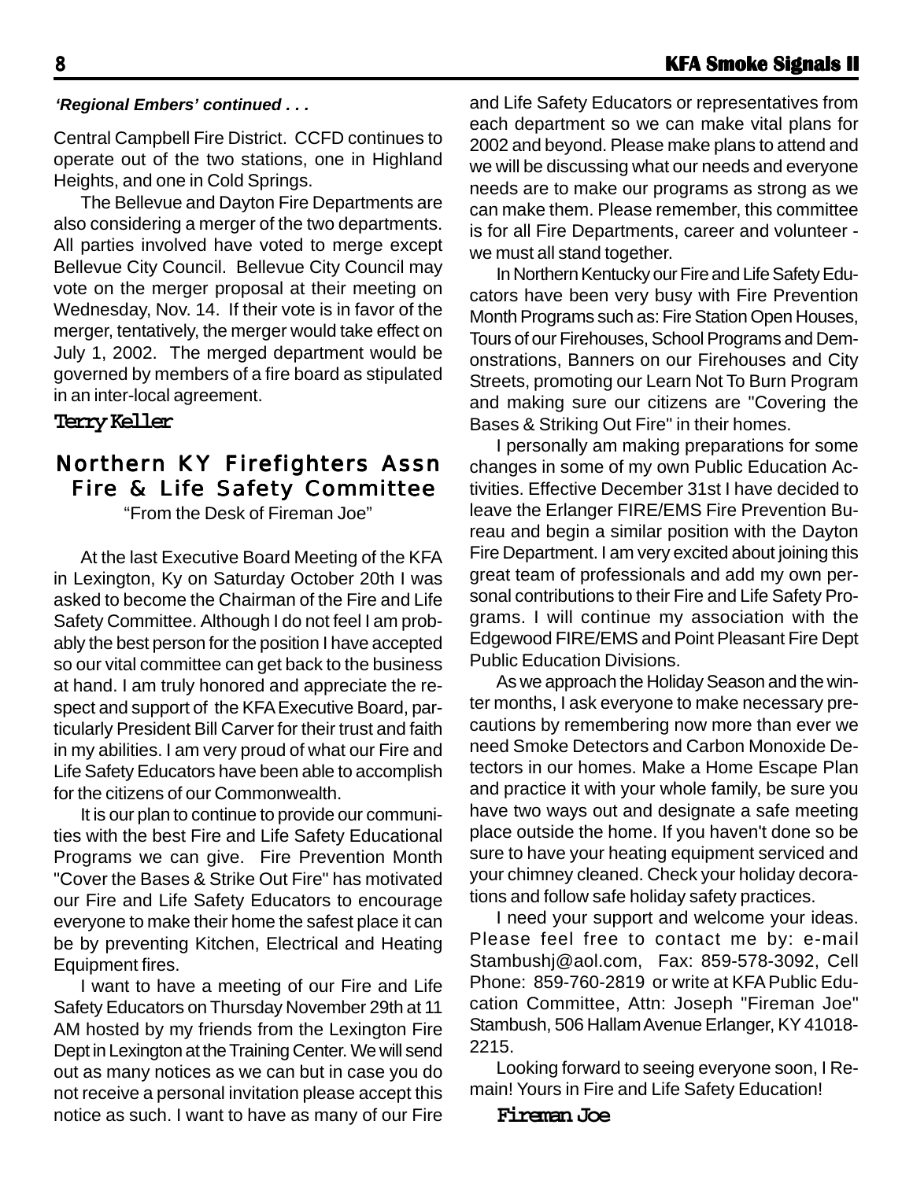*'Regional Embers' continued . . .*

Central Campbell Fire District. CCFD continues to operate out of the two stations, one in Highland Heights, and one in Cold Springs.

The Bellevue and Dayton Fire Departments are also considering a merger of the two departments. All parties involved have voted to merge except Bellevue City Council. Bellevue City Council may vote on the merger proposal at their meeting on Wednesday, Nov. 14. If their vote is in favor of the merger, tentatively, the merger would take effect on July 1, 2002. The merged department would be governed by members of a fire board as stipulated in an inter-local agreement.

**Terry Keller**

## Northern KY Firefighters Assn Fire & Life Safety Committee

"From the Desk of Fireman Joe"

At the last Executive Board Meeting of the KFA in Lexington, Ky on Saturday October 20th I was asked to become the Chairman of the Fire and Life Safety Committee. Although I do not feel I am probably the best person for the position I have accepted so our vital committee can get back to the business at hand. I am truly honored and appreciate the respect and support of the KFA Executive Board, particularly President Bill Carver for their trust and faith in my abilities. I am very proud of what our Fire and Life Safety Educators have been able to accomplish for the citizens of our Commonwealth.

It is our plan to continue to provide our communities with the best Fire and Life Safety Educational Programs we can give. Fire Prevention Month "Cover the Bases & Strike Out Fire" has motivated our Fire and Life Safety Educators to encourage everyone to make their home the safest place it can be by preventing Kitchen, Electrical and Heating Equipment fires.

I want to have a meeting of our Fire and Life Safety Educators on Thursday November 29th at 11 AM hosted by my friends from the Lexington Fire Dept in Lexington at the Training Center. We will send out as many notices as we can but in case you do not receive a personal invitation please accept this notice as such. I want to have as many of our Fire and Life Safety Educators or representatives from each department so we can make vital plans for 2002 and beyond. Please make plans to attend and we will be discussing what our needs and everyone needs are to make our programs as strong as we can make them. Please remember, this committee is for all Fire Departments, career and volunteer - we must all stand together.

In Northern Kentucky our Fire and Life Safety Educators have been very busy with Fire Prevention Month Programs such as: Fire Station Open Houses, Tours of our Firehouses, School Programs and Demonstrations, Banners on our Firehouses and City Streets, promoting our Learn Not To Burn Program and making sure our citizens are "Covering the Bases & Striking Out Fire" in their homes.

I personally am making preparations for some changes in some of my own Public Education Activities. Effective December 31st I have decided to leave the Erlanger FIRE/EMS Fire Prevention Bureau and begin a similar position with the Dayton Fire Department. I am very excited about joining this great team of professionals and add my own personal contributions to their Fire and Life Safety Programs. I will continue my association with the Edgewood FIRE/EMS and Point Pleasant Fire Dept Public Education Divisions.

As we approach the Holiday Season and the winter months, I ask everyone to make necessary precautions by remembering now more than ever we need Smoke Detectors and Carbon Monoxide Detectors in our homes. Make a Home Escape Plan and practice it with your whole family, be sure you have two ways out and designate a safe meeting place outside the home. If you haven't done so be sure to have your heating equipment serviced and your chimney cleaned. Check your holiday decorations and follow safe holiday safety practices.

I need your support and welcome your ideas. Please feel free to contact me by: e-mail Stambushj@aol.com, Fax: 859-578-3092, Cell Phone: 859-760-2819 or write at KFA Public Education Committee, Attn: Joseph "Fireman Joe" Stambush, 506 Hallam Avenue Erlanger, KY 41018-2215.

Looking forward to seeing everyone soon, I Remain! Yours in Fire and Life Safety Education!

**Fireman Joe**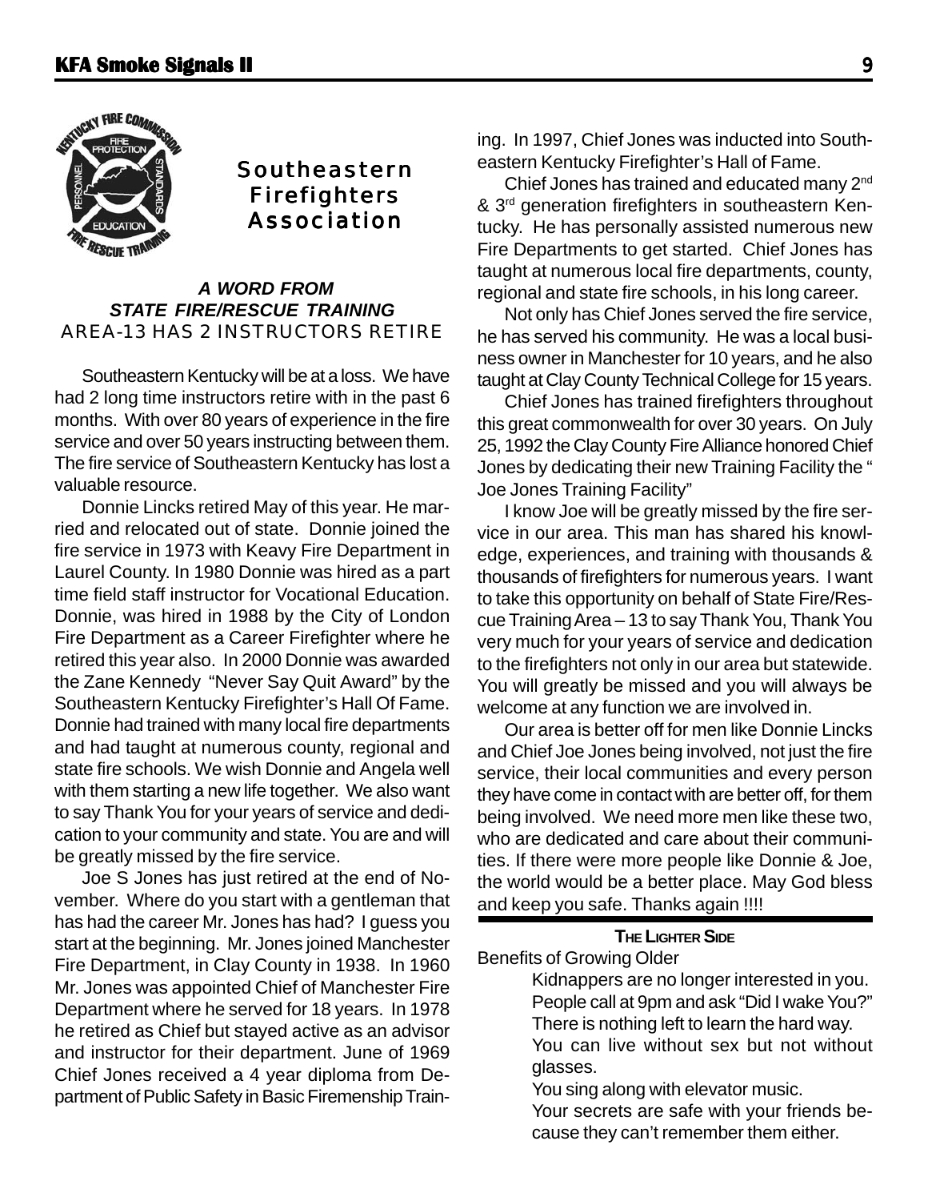## Southeastern Firefighters Association

***A WORD FROM***
***STATE FIRE/RESCUE TRAINING***
AREA-13 HAS 2 INSTRUCTORS RETIRE

Southeastern Kentucky will be at a loss. We have had 2 long time instructors retire with in the past 6 months. With over 80 years of experience in the fire service and over 50 years instructing between them. The fire service of Southeastern Kentucky has lost a valuable resource.

Donnie Lincks retired May of this year. He married and relocated out of state. Donnie joined the fire service in 1973 with Keavy Fire Department in Laurel County. In 1980 Donnie was hired as a part time field staff instructor for Vocational Education. Donnie, was hired in 1988 by the City of London Fire Department as a Career Firefighter where he retired this year also. In 2000 Donnie was awarded the Zane Kennedy "Never Say Quit Award" by the Southeastern Kentucky Firefighter's Hall Of Fame. Donnie had trained with many local fire departments and had taught at numerous county, regional and state fire schools. We wish Donnie and Angela well with them starting a new life together. We also want to say Thank You for your years of service and dedication to your community and state. You are and will be greatly missed by the fire service.

Joe S Jones has just retired at the end of November. Where do you start with a gentleman that has had the career Mr. Jones has had? I guess you start at the beginning. Mr. Jones joined Manchester Fire Department, in Clay County in 1938. In 1960 Mr. Jones was appointed Chief of Manchester Fire Department where he served for 18 years. In 1978 he retired as Chief but stayed active as an advisor and instructor for their department. June of 1969 Chief Jones received a 4 year diploma from Department of Public Safety in Basic Firemenship Training. In 1997, Chief Jones was inducted into Southeastern Kentucky Firefighter's Hall of Fame.

Chief Jones has trained and educated many 2nd & 3rd generation firefighters in southeastern Kentucky. He has personally assisted numerous new Fire Departments to get started. Chief Jones has taught at numerous local fire departments, county, regional and state fire schools, in his long career.

Not only has Chief Jones served the fire service, he has served his community. He was a local business owner in Manchester for 10 years, and he also taught at Clay County Technical College for 15 years.

Chief Jones has trained firefighters throughout this great commonwealth for over 30 years. On July 25, 1992 the Clay County Fire Alliance honored Chief Jones by dedicating their new Training Facility the " Joe Jones Training Facility"

I know Joe will be greatly missed by the fire service in our area. This man has shared his knowledge, experiences, and training with thousands & thousands of firefighters for numerous years. I want to take this opportunity on behalf of State Fire/Rescue Training Area – 13 to say Thank You, Thank You very much for your years of service and dedication to the firefighters not only in our area but statewide. You will greatly be missed and you will always be welcome at any function we are involved in.

Our area is better off for men like Donnie Lincks and Chief Joe Jones being involved, not just the fire service, their local communities and every person they have come in contact with are better off, for them being involved. We need more men like these two, who are dedicated and care about their communities. If there were more people like Donnie & Joe, the world would be a better place. May God bless and keep you safe. Thanks again !!!!

**THE LIGHTER SIDE**

Benefits of Growing Older

- Kidnappers are no longer interested in you.
- People call at 9pm and ask "Did I wake You?"
- There is nothing left to learn the hard way.
- You can live without sex but not without glasses.
- You sing along with elevator music.
- Your secrets are safe with your friends because they can't remember them either.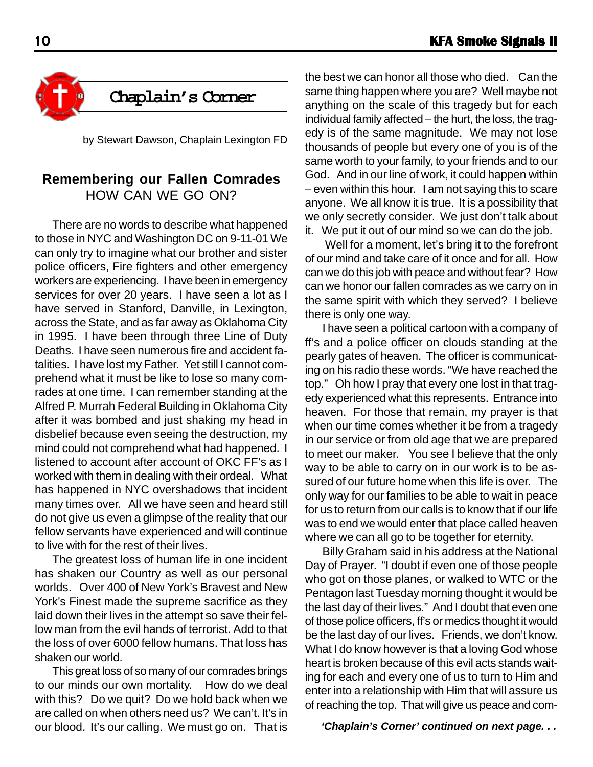## Chaplain's Corner

by Stewart Dawson, Chaplain Lexington FD

### Remembering our Fallen Comrades
HOW CAN WE GO ON?

There are no words to describe what happened to those in NYC and Washington DC on 9-11-01 We can only try to imagine what our brother and sister police officers, Fire fighters and other emergency workers are experiencing. I have been in emergency services for over 20 years. I have seen a lot as I have served in Stanford, Danville, in Lexington, across the State, and as far away as Oklahoma City in 1995. I have been through three Line of Duty Deaths. I have seen numerous fire and accident fatalities. I have lost my Father. Yet still I cannot comprehend what it must be like to lose so many comrades at one time. I can remember standing at the Alfred P. Murrah Federal Building in Oklahoma City after it was bombed and just shaking my head in disbelief because even seeing the destruction, my mind could not comprehend what had happened. I listened to account after account of OKC FF's as I worked with them in dealing with their ordeal. What has happened in NYC overshadows that incident many times over. All we have seen and heard still do not give us even a glimpse of the reality that our fellow servants have experienced and will continue to live with for the rest of their lives.

The greatest loss of human life in one incident has shaken our Country as well as our personal worlds. Over 400 of New York's Bravest and New York's Finest made the supreme sacrifice as they laid down their lives in the attempt so save their fellow man from the evil hands of terrorist. Add to that the loss of over 6000 fellow humans. That loss has shaken our world.

This great loss of so many of our comrades brings to our minds our own mortality. How do we deal with this? Do we quit? Do we hold back when we are called on when others need us? We can't. It's in our blood. It's our calling. We must go on. That is the best we can honor all those who died. Can the same thing happen where you are? Well maybe not anything on the scale of this tragedy but for each individual family affected – the hurt, the loss, the tragedy is of the same magnitude. We may not lose thousands of people but every one of you is of the same worth to your family, to your friends and to our God. And in our line of work, it could happen within – even within this hour. I am not saying this to scare anyone. We all know it is true. It is a possibility that we only secretly consider. We just don't talk about it. We put it out of our mind so we can do the job.

Well for a moment, let's bring it to the forefront of our mind and take care of it once and for all. How can we do this job with peace and without fear? How can we honor our fallen comrades as we carry on in the same spirit with which they served? I believe there is only one way.

I have seen a political cartoon with a company of ff's and a police officer on clouds standing at the pearly gates of heaven. The officer is communicating on his radio these words. "We have reached the top." Oh how I pray that every one lost in that tragedy experienced what this represents. Entrance into heaven. For those that remain, my prayer is that when our time comes whether it be from a tragedy in our service or from old age that we are prepared to meet our maker. You see I believe that the only way to be able to carry on in our work is to be assured of our future home when this life is over. The only way for our families to be able to wait in peace for us to return from our calls is to know that if our life was to end we would enter that place called heaven where we can all go to be together for eternity.

Billy Graham said in his address at the National Day of Prayer. "I doubt if even one of those people who got on those planes, or walked to WTC or the Pentagon last Tuesday morning thought it would be the last day of their lives." And I doubt that even one of those police officers, ff's or medics thought it would be the last day of our lives. Friends, we don't know. What I do know however is that a loving God whose heart is broken because of this evil acts stands waiting for each and every one of us to turn to Him and enter into a relationship with Him that will assure us of reaching the top. That will give us peace and com-

***'Chaplain's Corner' continued on next page. . .***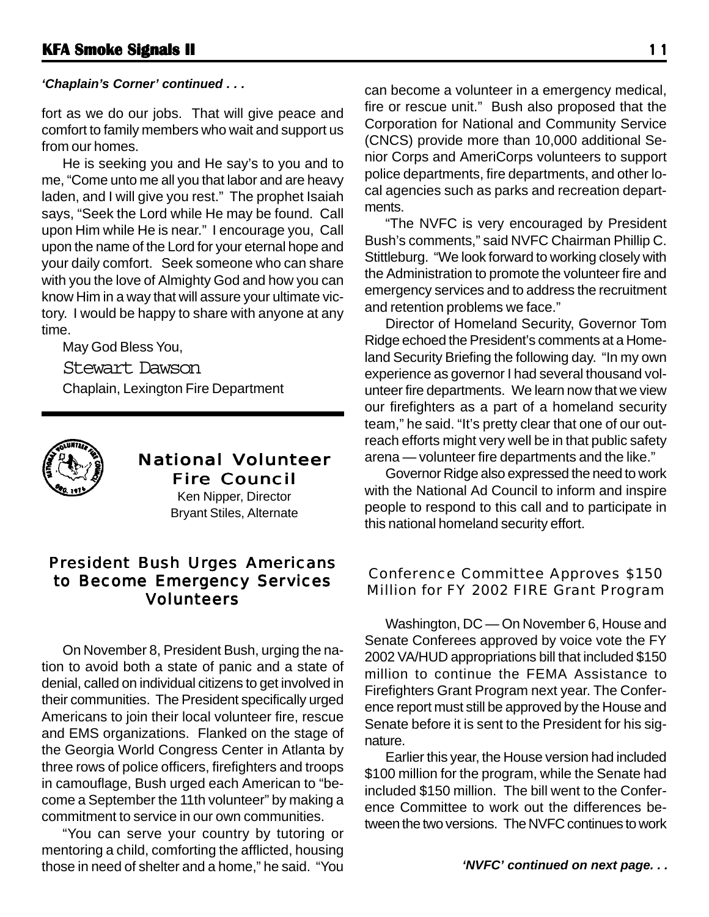*'Chaplain's Corner' continued . . .*

fort as we do our jobs. That will give peace and comfort to family members who wait and support us from our homes.

He is seeking you and He say's to you and to me, "Come unto me all you that labor and are heavy laden, and I will give you rest." The prophet Isaiah says, "Seek the Lord while He may be found. Call upon Him while He is near." I encourage you, Call upon the name of the Lord for your eternal hope and your daily comfort. Seek someone who can share with you the love of Almighty God and how you can know Him in a way that will assure your ultimate victory. I would be happy to share with anyone at any time.

May God Bless You,

Stewart Dawson

Chaplain, Lexington Fire Department

---

## National Volunteer Fire Council

Ken Nipper, Director
Bryant Stiles, Alternate

### President Bush Urges Americans to Become Emergency Services Volunteers

On November 8, President Bush, urging the nation to avoid both a state of panic and a state of denial, called on individual citizens to get involved in their communities. The President specifically urged Americans to join their local volunteer fire, rescue and EMS organizations. Flanked on the stage of the Georgia World Congress Center in Atlanta by three rows of police officers, firefighters and troops in camouflage, Bush urged each American to "become a September the 11th volunteer" by making a commitment to service in our own communities.

"You can serve your country by tutoring or mentoring a child, comforting the afflicted, housing those in need of shelter and a home," he said. "You can become a volunteer in a emergency medical, fire or rescue unit." Bush also proposed that the Corporation for National and Community Service (CNCS) provide more than 10,000 additional Senior Corps and AmeriCorps volunteers to support police departments, fire departments, and other local agencies such as parks and recreation departments.

"The NVFC is very encouraged by President Bush's comments," said NVFC Chairman Phillip C. Stittleburg. "We look forward to working closely with the Administration to promote the volunteer fire and emergency services and to address the recruitment and retention problems we face."

Director of Homeland Security, Governor Tom Ridge echoed the President's comments at a Homeland Security Briefing the following day. "In my own experience as governor I had several thousand volunteer fire departments. We learn now that we view our firefighters as a part of a homeland security team," he said. "It's pretty clear that one of our outreach efforts might very well be in that public safety arena — volunteer fire departments and the like."

Governor Ridge also expressed the need to work with the National Ad Council to inform and inspire people to respond to this call and to participate in this national homeland security effort.

### Conference Committee Approves $150 Million for FY 2002 FIRE Grant Program

Washington, DC — On November 6, House and Senate Conferees approved by voice vote the FY 2002 VA/HUD appropriations bill that included $150 million to continue the FEMA Assistance to Firefighters Grant Program next year. The Conference report must still be approved by the House and Senate before it is sent to the President for his signature.

Earlier this year, the House version had included $100 million for the program, while the Senate had included $150 million. The bill went to the Conference Committee to work out the differences between the two versions. The NVFC continues to work

***'NVFC' continued on next page. . .***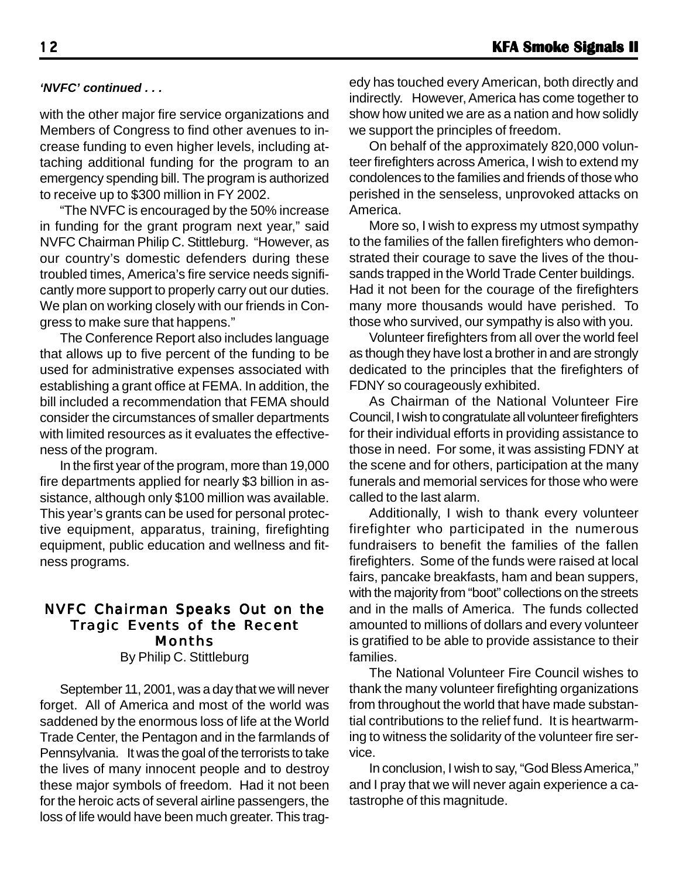*'NVFC' continued . . .*

with the other major fire service organizations and Members of Congress to find other avenues to increase funding to even higher levels, including attaching additional funding for the program to an emergency spending bill. The program is authorized to receive up to $300 million in FY 2002.

"The NVFC is encouraged by the 50% increase in funding for the grant program next year," said NVFC Chairman Philip C. Stittleburg. "However, as our country's domestic defenders during these troubled times, America's fire service needs significantly more support to properly carry out our duties. We plan on working closely with our friends in Congress to make sure that happens."

The Conference Report also includes language that allows up to five percent of the funding to be used for administrative expenses associated with establishing a grant office at FEMA. In addition, the bill included a recommendation that FEMA should consider the circumstances of smaller departments with limited resources as it evaluates the effectiveness of the program.

In the first year of the program, more than 19,000 fire departments applied for nearly $3 billion in assistance, although only $100 million was available. This year's grants can be used for personal protective equipment, apparatus, training, firefighting equipment, public education and wellness and fitness programs.

## NVFC Chairman Speaks Out on the Tragic Events of the Recent Months

By Philip C. Stittleburg

September 11, 2001, was a day that we will never forget. All of America and most of the world was saddened by the enormous loss of life at the World Trade Center, the Pentagon and in the farmlands of Pennsylvania. It was the goal of the terrorists to take the lives of many innocent people and to destroy these major symbols of freedom. Had it not been for the heroic acts of several airline passengers, the loss of life would have been much greater. This tragedy has touched every American, both directly and indirectly. However, America has come together to show how united we are as a nation and how solidly we support the principles of freedom.

On behalf of the approximately 820,000 volunteer firefighters across America, I wish to extend my condolences to the families and friends of those who perished in the senseless, unprovoked attacks on America.

More so, I wish to express my utmost sympathy to the families of the fallen firefighters who demonstrated their courage to save the lives of the thousands trapped in the World Trade Center buildings. Had it not been for the courage of the firefighters many more thousands would have perished. To those who survived, our sympathy is also with you.

Volunteer firefighters from all over the world feel as though they have lost a brother in and are strongly dedicated to the principles that the firefighters of FDNY so courageously exhibited.

As Chairman of the National Volunteer Fire Council, I wish to congratulate all volunteer firefighters for their individual efforts in providing assistance to those in need. For some, it was assisting FDNY at the scene and for others, participation at the many funerals and memorial services for those who were called to the last alarm.

Additionally, I wish to thank every volunteer firefighter who participated in the numerous fundraisers to benefit the families of the fallen firefighters. Some of the funds were raised at local fairs, pancake breakfasts, ham and bean suppers, with the majority from "boot" collections on the streets and in the malls of America. The funds collected amounted to millions of dollars and every volunteer is gratified to be able to provide assistance to their families.

The National Volunteer Fire Council wishes to thank the many volunteer firefighting organizations from throughout the world that have made substantial contributions to the relief fund. It is heartwarming to witness the solidarity of the volunteer fire service.

In conclusion, I wish to say, "God Bless America," and I pray that we will never again experience a catastrophe of this magnitude.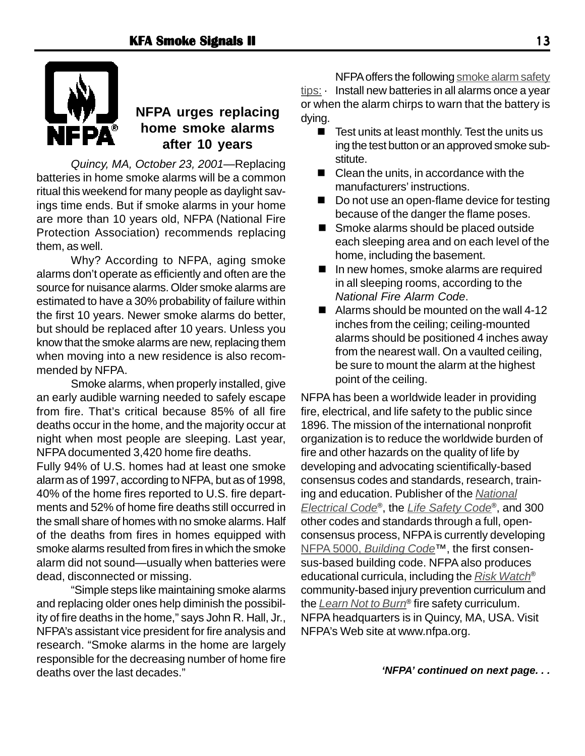## NFPA urges replacing home smoke alarms after 10 years

*Quincy, MA, October 23, 2001*—Replacing batteries in home smoke alarms will be a common ritual this weekend for many people as daylight savings time ends. But if smoke alarms in your home are more than 10 years old, NFPA (National Fire Protection Association) recommends replacing them, as well.

Why? According to NFPA, aging smoke alarms don't operate as efficiently and often are the source for nuisance alarms. Older smoke alarms are estimated to have a 30% probability of failure within the first 10 years. Newer smoke alarms do better, but should be replaced after 10 years. Unless you know that the smoke alarms are new, replacing them when moving into a new residence is also recommended by NFPA.

Smoke alarms, when properly installed, give an early audible warning needed to safely escape from fire. That's critical because 85% of all fire deaths occur in the home, and the majority occur at night when most people are sleeping. Last year, NFPA documented 3,420 home fire deaths.

Fully 94% of U.S. homes had at least one smoke alarm as of 1997, according to NFPA, but as of 1998, 40% of the home fires reported to U.S. fire departments and 52% of home fire deaths still occurred in the small share of homes with no smoke alarms. Half of the deaths from fires in homes equipped with smoke alarms resulted from fires in which the smoke alarm did not sound—usually when batteries were dead, disconnected or missing.

"Simple steps like maintaining smoke alarms and replacing older ones help diminish the possibility of fire deaths in the home," says John R. Hall, Jr., NFPA's assistant vice president for fire analysis and research. "Smoke alarms in the home are largely responsible for the decreasing number of home fire deaths over the last decades."

NFPA offers the following smoke alarm safety tips: · Install new batteries in all alarms once a year or when the alarm chirps to warn that the battery is dying.

- Test units at least monthly. Test the units using the test button or an approved smoke substitute.
- Clean the units, in accordance with the manufacturers' instructions.
- Do not use an open-flame device for testing because of the danger the flame poses.
- Smoke alarms should be placed outside each sleeping area and on each level of the home, including the basement.
- In new homes, smoke alarms are required in all sleeping rooms, according to the *National Fire Alarm Code*.
- Alarms should be mounted on the wall 4-12 inches from the ceiling; ceiling-mounted alarms should be positioned 4 inches away from the nearest wall. On a vaulted ceiling, be sure to mount the alarm at the highest point of the ceiling.

NFPA has been a worldwide leader in providing fire, electrical, and life safety to the public since 1896. The mission of the international nonprofit organization is to reduce the worldwide burden of fire and other hazards on the quality of life by developing and advocating scientifically-based consensus codes and standards, research, training and education. Publisher of the *National Electrical Code*®, the *Life Safety Code*®, and 300 other codes and standards through a full, open-consensus process, NFPA is currently developing NFPA 5000, *Building Code*™, the first consensus-based building code. NFPA also produces educational curricula, including the *Risk Watch*® community-based injury prevention curriculum and the *Learn Not to Burn*® fire safety curriculum. NFPA headquarters is in Quincy, MA, USA. Visit NFPA's Web site at www.nfpa.org.

***'NFPA' continued on next page. . .***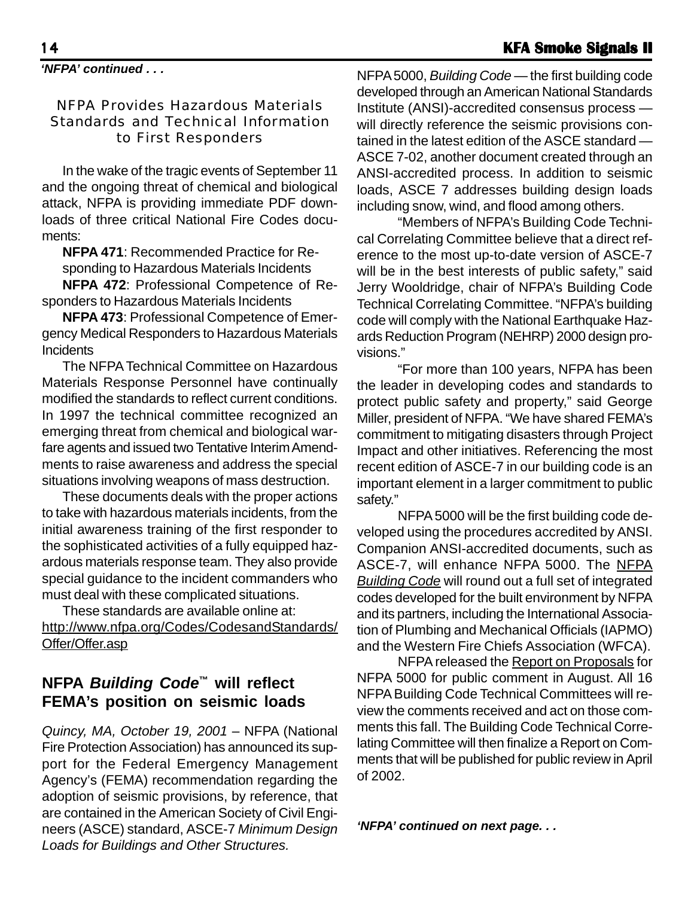*'NFPA' continued . . .*

## NFPA Provides Hazardous Materials Standards and Technical Information to First Responders

In the wake of the tragic events of September 11 and the ongoing threat of chemical and biological attack, NFPA is providing immediate PDF downloads of three critical National Fire Codes documents:

**NFPA 471**: Recommended Practice for Responding to Hazardous Materials Incidents

**NFPA 472**: Professional Competence of Responders to Hazardous Materials Incidents

**NFPA 473**: Professional Competence of Emergency Medical Responders to Hazardous Materials Incidents

The NFPA Technical Committee on Hazardous Materials Response Personnel have continually modified the standards to reflect current conditions. In 1997 the technical committee recognized an emerging threat from chemical and biological warfare agents and issued two Tentative Interim Amendments to raise awareness and address the special situations involving weapons of mass destruction.

These documents deals with the proper actions to take with hazardous materials incidents, from the initial awareness training of the first responder to the sophisticated activities of a fully equipped hazardous materials response team. They also provide special guidance to the incident commanders who must deal with these complicated situations.

These standards are available online at: http://www.nfpa.org/Codes/CodesandStandards/Offer/Offer.asp

## NFPA *Building Code*™ will reflect FEMA's position on seismic loads

*Quincy, MA, October 19, 2001* – NFPA (National Fire Protection Association) has announced its support for the Federal Emergency Management Agency's (FEMA) recommendation regarding the adoption of seismic provisions, by reference, that are contained in the American Society of Civil Engineers (ASCE) standard, ASCE-7 *Minimum Design Loads for Buildings and Other Structures.*

NFPA 5000, *Building Code* — the first building code developed through an American National Standards Institute (ANSI)-accredited consensus process — will directly reference the seismic provisions contained in the latest edition of the ASCE standard — ASCE 7-02, another document created through an ANSI-accredited process. In addition to seismic loads, ASCE 7 addresses building design loads including snow, wind, and flood among others.

"Members of NFPA's Building Code Technical Correlating Committee believe that a direct reference to the most up-to-date version of ASCE-7 will be in the best interests of public safety," said Jerry Wooldridge, chair of NFPA's Building Code Technical Correlating Committee. "NFPA's building code will comply with the National Earthquake Hazards Reduction Program (NEHRP) 2000 design provisions."

"For more than 100 years, NFPA has been the leader in developing codes and standards to protect public safety and property," said George Miller, president of NFPA. "We have shared FEMA's commitment to mitigating disasters through Project Impact and other initiatives. Referencing the most recent edition of ASCE-7 in our building code is an important element in a larger commitment to public safety."

NFPA 5000 will be the first building code developed using the procedures accredited by ANSI. Companion ANSI-accredited documents, such as ASCE-7, will enhance NFPA 5000. The NFPA *Building Code* will round out a full set of integrated codes developed for the built environment by NFPA and its partners, including the International Association of Plumbing and Mechanical Officials (IAPMO) and the Western Fire Chiefs Association (WFCA).

NFPA released the Report on Proposals for NFPA 5000 for public comment in August. All 16 NFPA Building Code Technical Committees will review the comments received and act on those comments this fall. The Building Code Technical Correlating Committee will then finalize a Report on Comments that will be published for public review in April of 2002.

*'NFPA' continued on next page. . .*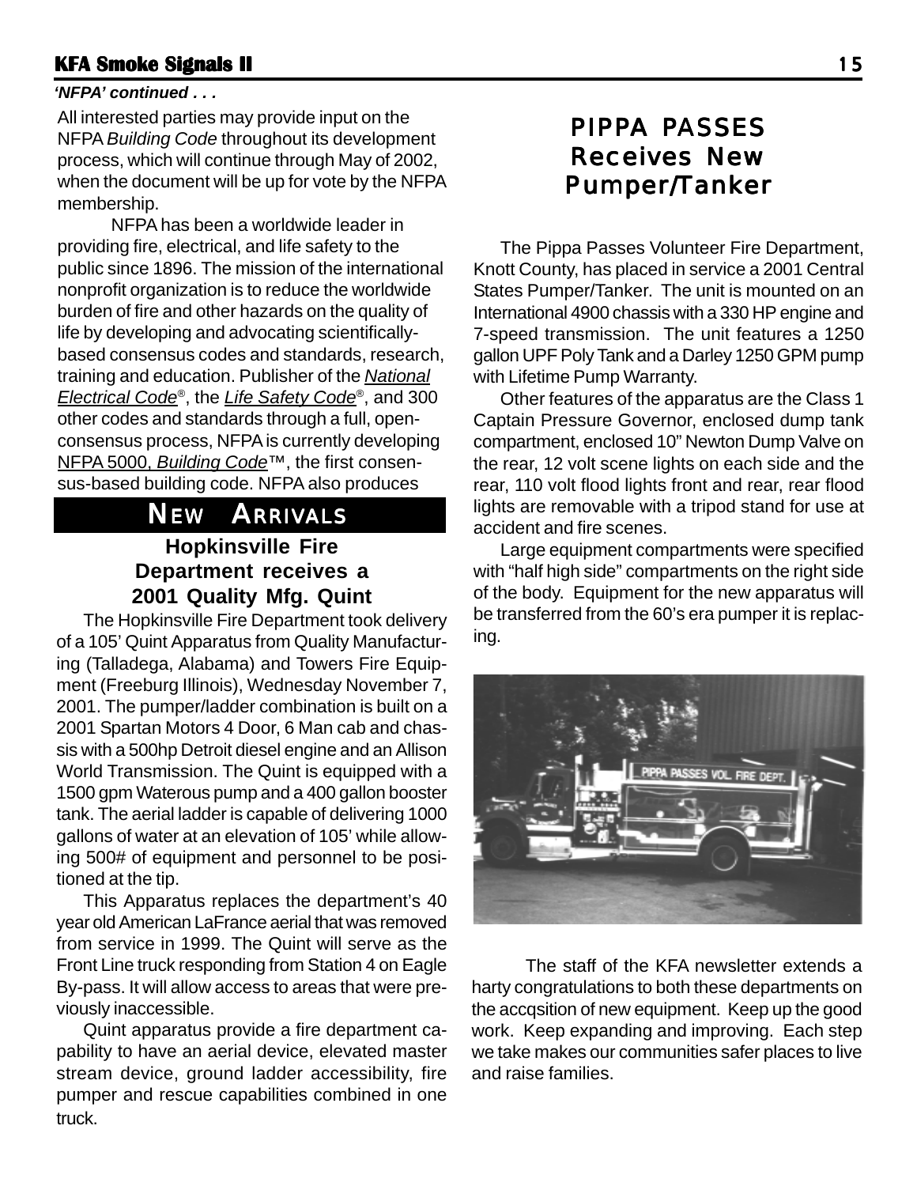*'NFPA' continued . . .*

All interested parties may provide input on the NFPA *Building Code* throughout its development process, which will continue through May of 2002, when the document will be up for vote by the NFPA membership.

NFPA has been a worldwide leader in providing fire, electrical, and life safety to the public since 1896. The mission of the international nonprofit organization is to reduce the worldwide burden of fire and other hazards on the quality of life by developing and advocating scientifically-based consensus codes and standards, research, training and education. Publisher of the *National Electrical Code*®, the *Life Safety Code*®, and 300 other codes and standards through a full, open-consensus process, NFPA is currently developing NFPA 5000, *Building Code*™, the first consensus-based building code. NFPA also produces

## NEW ARRIVALS

### Hopkinsville Fire Department receives a 2001 Quality Mfg. Quint

The Hopkinsville Fire Department took delivery of a 105' Quint Apparatus from Quality Manufacturing (Talladega, Alabama) and Towers Fire Equipment (Freeburg Illinois), Wednesday November 7, 2001. The pumper/ladder combination is built on a 2001 Spartan Motors 4 Door, 6 Man cab and chassis with a 500hp Detroit diesel engine and an Allison World Transmission. The Quint is equipped with a 1500 gpm Waterous pump and a 400 gallon booster tank. The aerial ladder is capable of delivering 1000 gallons of water at an elevation of 105' while allowing 500# of equipment and personnel to be positioned at the tip.

This Apparatus replaces the department's 40 year old American LaFrance aerial that was removed from service in 1999. The Quint will serve as the Front Line truck responding from Station 4 on Eagle By-pass. It will allow access to areas that were previously inaccessible.

Quint apparatus provide a fire department capability to have an aerial device, elevated master stream device, ground ladder accessibility, fire pumper and rescue capabilities combined in one truck.

## PIPPA PASSES Receives New Pumper/Tanker

The Pippa Passes Volunteer Fire Department, Knott County, has placed in service a 2001 Central States Pumper/Tanker. The unit is mounted on an International 4900 chassis with a 330 HP engine and 7-speed transmission. The unit features a 1250 gallon UPF Poly Tank and a Darley 1250 GPM pump with Lifetime Pump Warranty.

Other features of the apparatus are the Class 1 Captain Pressure Governor, enclosed dump tank compartment, enclosed 10" Newton Dump Valve on the rear, 12 volt scene lights on each side and the rear, 110 volt flood lights front and rear, rear flood lights are removable with a tripod stand for use at accident and fire scenes.

Large equipment compartments were specified with "half high side" compartments on the right side of the body. Equipment for the new apparatus will be transferred from the 60's era pumper it is replacing.

The staff of the KFA newsletter extends a harty congratulations to both these departments on the accqsition of new equipment. Keep up the good work. Keep expanding and improving. Each step we take makes our communities safer places to live and raise families.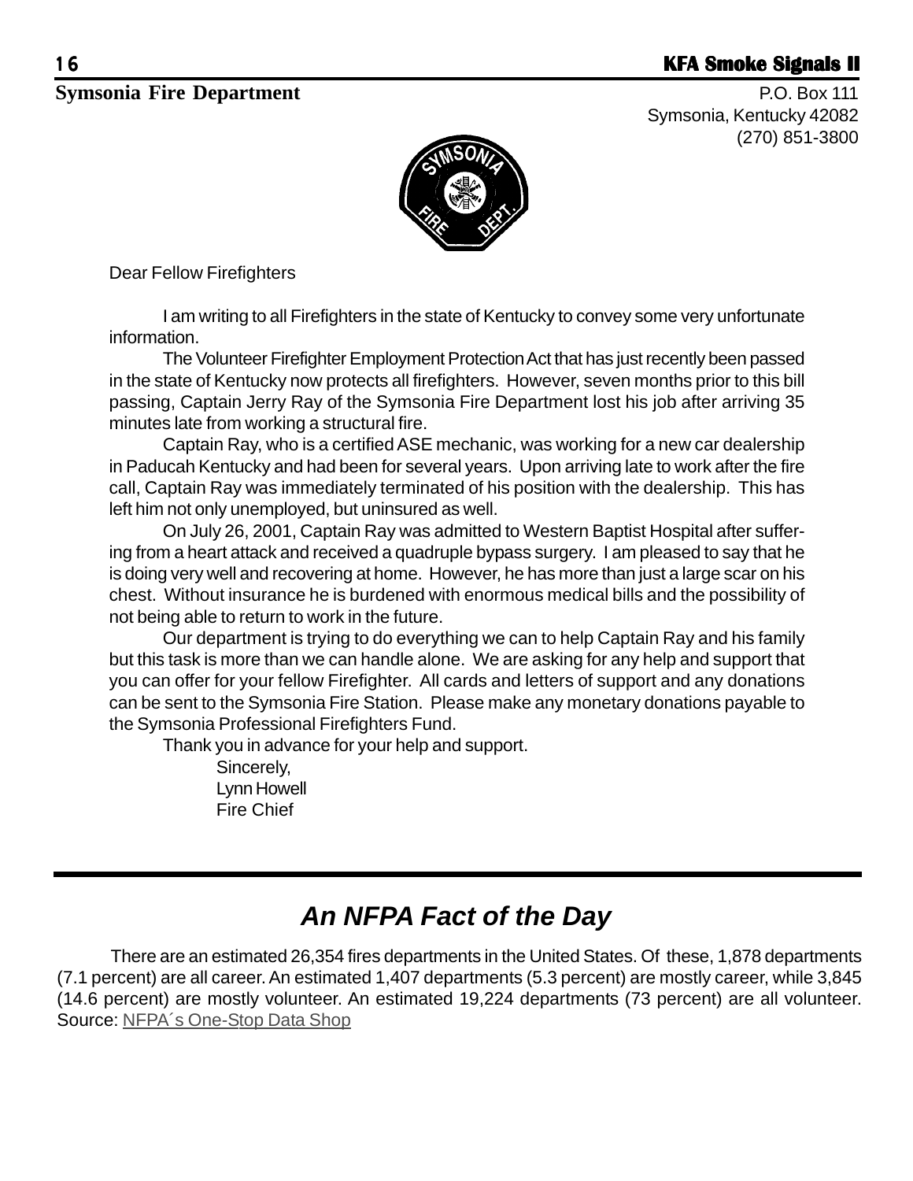**Symsonia Fire Department**

P.O. Box 111
Symsonia, Kentucky 42082
(270) 851-3800

Dear Fellow Firefighters

I am writing to all Firefighters in the state of Kentucky to convey some very unfortunate information.

The Volunteer Firefighter Employment Protection Act that has just recently been passed in the state of Kentucky now protects all firefighters. However, seven months prior to this bill passing, Captain Jerry Ray of the Symsonia Fire Department lost his job after arriving 35 minutes late from working a structural fire.

Captain Ray, who is a certified ASE mechanic, was working for a new car dealership in Paducah Kentucky and had been for several years. Upon arriving late to work after the fire call, Captain Ray was immediately terminated of his position with the dealership. This has left him not only unemployed, but uninsured as well.

On July 26, 2001, Captain Ray was admitted to Western Baptist Hospital after suffering from a heart attack and received a quadruple bypass surgery. I am pleased to say that he is doing very well and recovering at home. However, he has more than just a large scar on his chest. Without insurance he is burdened with enormous medical bills and the possibility of not being able to return to work in the future.

Our department is trying to do everything we can to help Captain Ray and his family but this task is more than we can handle alone. We are asking for any help and support that you can offer for your fellow Firefighter. All cards and letters of support and any donations can be sent to the Symsonia Fire Station. Please make any monetary donations payable to the Symsonia Professional Firefighters Fund.

Thank you in advance for your help and support.

Sincerely,
Lynn Howell
Fire Chief

---

## *An NFPA Fact of the Day*

There are an estimated 26,354 fires departments in the United States. Of these, 1,878 departments (7.1 percent) are all career. An estimated 1,407 departments (5.3 percent) are mostly career, while 3,845 (14.6 percent) are mostly volunteer. An estimated 19,224 departments (73 percent) are all volunteer. Source: NFPA´s One-Stop Data Shop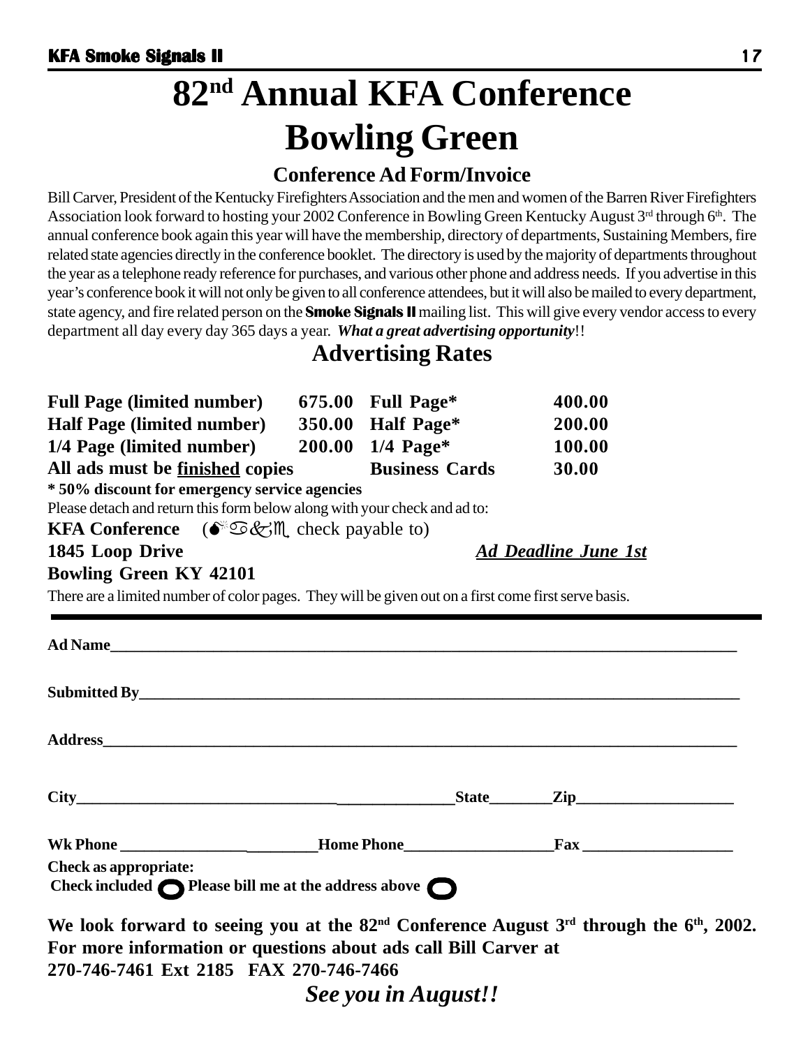# 82nd Annual KFA Conference

# Bowling Green

## Conference Ad Form/Invoice

Bill Carver, President of the Kentucky Firefighters Association and the men and women of the Barren River Firefighters Association look forward to hosting your 2002 Conference in Bowling Green Kentucky August 3rd through 6th. The annual conference book again this year will have the membership, directory of departments, Sustaining Members, fire related state agencies directly in the conference booklet. The directory is used by the majority of departments throughout the year as a telephone ready reference for purchases, and various other phone and address needs. If you advertise in this year's conference book it will not only be given to all conference attendees, but it will also be mailed to every department, state agency, and fire related person on the **Smoke Signals II** mailing list. This will give every vendor access to every department all day every day 365 days a year. ***What a great advertising opportunity***!!

## Advertising Rates

| | | | |
|---|---|---|---|
| **Full Page (limited number)** | **675.00** | **Full Page*** | **400.00** |
| **Half Page (limited number)** | **350.00** | **Half Page*** | **200.00** |
| **1/4 Page (limited number)** | **200.00** | **1/4 Page*** | **100.00** |
| **All ads must be finished copies** | | **Business Cards** | **30.00** |

**\* 50% discount for emergency service agencies**

Please detach and return this form below along with your check and ad to:

**KFA Conference** (make check payable to)
**1845 Loop Drive**
**Bowling Green KY 42101**

***Ad Deadline June 1st***

There are a limited number of color pages. They will be given out on a first come first serve basis.

---

**Ad Name**\_\_\_\_\_\_\_\_\_\_\_\_\_\_\_\_\_\_\_\_\_\_\_\_\_\_\_\_\_\_\_\_\_\_\_\_\_\_\_\_\_\_\_\_\_\_\_\_

**Submitted By**\_\_\_\_\_\_\_\_\_\_\_\_\_\_\_\_\_\_\_\_\_\_\_\_\_\_\_\_\_\_\_\_\_\_\_\_\_\_\_\_\_\_\_\_

**Address**\_\_\_\_\_\_\_\_\_\_\_\_\_\_\_\_\_\_\_\_\_\_\_\_\_\_\_\_\_\_\_\_\_\_\_\_\_\_\_\_\_\_\_\_\_\_\_\_

**City**\_\_\_\_\_\_\_\_\_\_\_\_\_\_\_\_\_\_\_\_\_\_\_\_\_\_**State**\_\_\_\_\_\_**Zip**\_\_\_\_\_\_\_\_\_\_\_\_

**Wk Phone** \_\_\_\_\_\_\_\_\_\_\_\_\_\_\_\_**Home Phone**\_\_\_\_\_\_\_\_\_\_\_\_**Fax** \_\_\_\_\_\_\_\_\_\_\_\_

**Check as appropriate:**
**Check included** ○ **Please bill me at the address above** ○

**We look forward to seeing you at the 82nd Conference August 3rd through the 6th, 2002. For more information or questions about ads call Bill Carver at 270-746-7461 Ext 2185 FAX 270-746-7466**

***See you in August!!***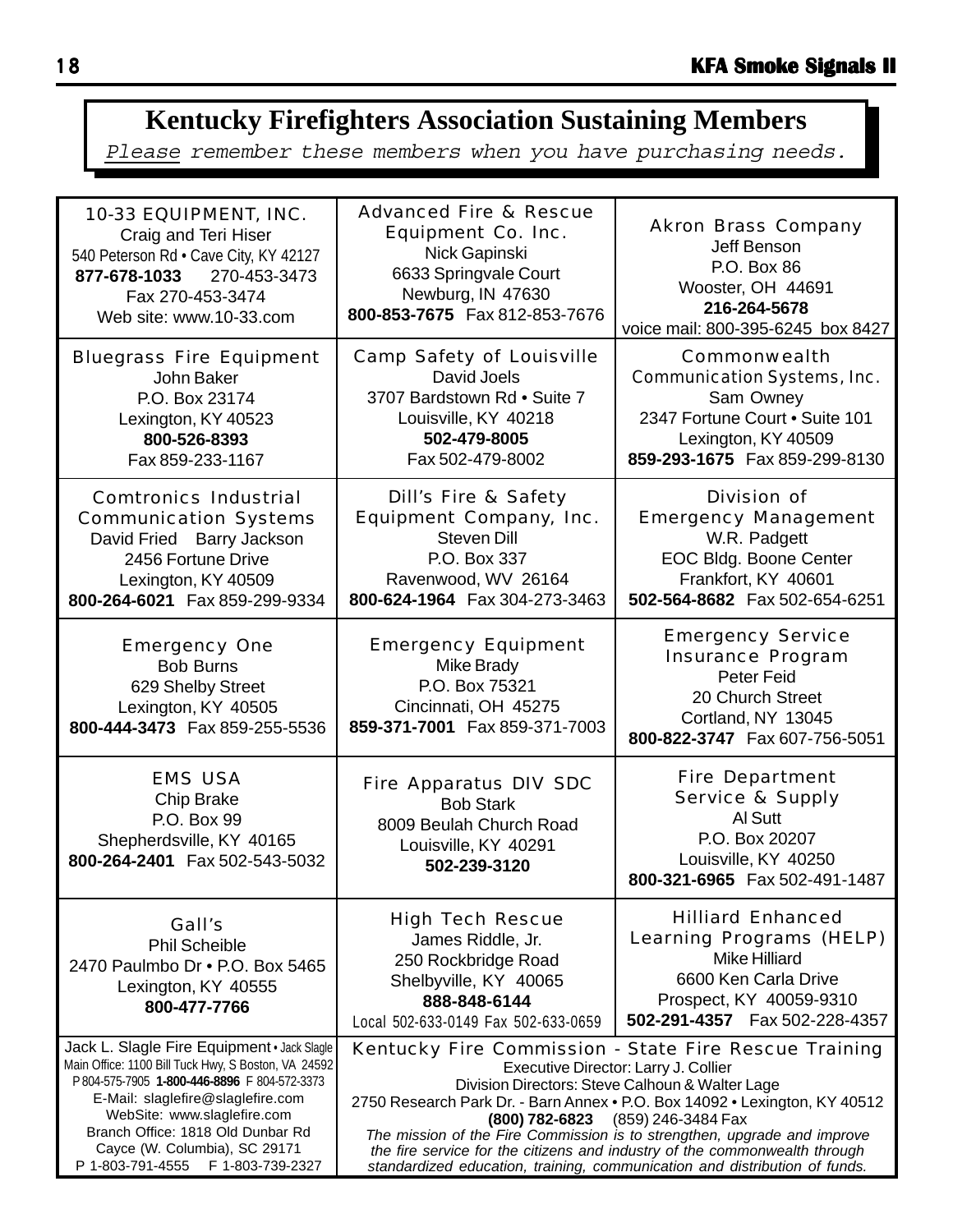# Kentucky Firefighters Association Sustaining Members

*Please remember these members when you have purchasing needs.*

| | | |
|---|---|---|
| 10-33 EQUIPMENT, INC.<br>Craig and Teri Hiser<br>540 Peterson Rd • Cave City, KY 42127<br>**877-678-1033** 270-453-3473<br>Fax 270-453-3474<br>Web site: www.10-33.com | Advanced Fire & Rescue Equipment Co. Inc.<br>Nick Gapinski<br>6633 Springvale Court<br>Newburg, IN 47630<br>**800-853-7675** Fax 812-853-7676 | Akron Brass Company<br>Jeff Benson<br>P.O. Box 86<br>Wooster, OH 44691<br>**216-264-5678**<br>voice mail: 800-395-6245 box 8427 |
| Bluegrass Fire Equipment<br>John Baker<br>P.O. Box 23174<br>Lexington, KY 40523<br>**800-526-8393**<br>Fax 859-233-1167 | Camp Safety of Louisville<br>David Joels<br>3707 Bardstown Rd • Suite 7<br>Louisville, KY 40218<br>**502-479-8005**<br>Fax 502-479-8002 | Commonwealth Communication Systems, Inc.<br>Sam Owney<br>2347 Fortune Court • Suite 101<br>Lexington, KY 40509<br>**859-293-1675** Fax 859-299-8130 |
| Comtronics Industrial Communication Systems<br>David Fried Barry Jackson<br>2456 Fortune Drive<br>Lexington, KY 40509<br>**800-264-6021** Fax 859-299-9334 | Dill's Fire & Safety Equipment Company, Inc.<br>Steven Dill<br>P.O. Box 337<br>Ravenwood, WV 26164<br>**800-624-1964** Fax 304-273-3463 | Division of Emergency Management<br>W.R. Padgett<br>EOC Bldg. Boone Center<br>Frankfort, KY 40601<br>**502-564-8682** Fax 502-654-6251 |
| Emergency One<br>Bob Burns<br>629 Shelby Street<br>Lexington, KY 40505<br>**800-444-3473** Fax 859-255-5536 | Emergency Equipment<br>Mike Brady<br>P.O. Box 75321<br>Cincinnati, OH 45275<br>**859-371-7001** Fax 859-371-7003 | Emergency Service Insurance Program<br>Peter Feid<br>20 Church Street<br>Cortland, NY 13045<br>**800-822-3747** Fax 607-756-5051 |
| EMS USA<br>Chip Brake<br>P.O. Box 99<br>Shepherdsville, KY 40165<br>**800-264-2401** Fax 502-543-5032 | Fire Apparatus DIV SDC<br>Bob Stark<br>8009 Beulah Church Road<br>Louisville, KY 40291<br>**502-239-3120** | Fire Department Service & Supply<br>Al Sutt<br>P.O. Box 20207<br>Louisville, KY 40250<br>**800-321-6965** Fax 502-491-1487 |
| Gall's<br>Phil Scheible<br>2470 Paulmbo Dr • P.O. Box 5465<br>Lexington, KY 40555<br>**800-477-7766** | High Tech Rescue<br>James Riddle, Jr.<br>250 Rockbridge Road<br>Shelbyville, KY 40065<br>**888-848-6144**<br>Local 502-633-0149 Fax 502-633-0659 | Hilliard Enhanced Learning Programs (HELP)<br>Mike Hilliard<br>6600 Ken Carla Drive<br>Prospect, KY 40059-9310<br>**502-291-4357** Fax 502-228-4357 |
| Jack L. Slagle Fire Equipment • Jack Slagle<br>Main Office: 1100 Bill Tuck Hwy, S Boston, VA 24592<br>P 804-575-7905 **1-800-446-8896** F 804-572-3373<br>E-Mail: slaglefire@slaglefire.com<br>WebSite: www.slaglefire.com<br>Branch Office: 1818 Old Dunbar Rd<br>Cayce (W. Columbia), SC 29171<br>P 1-803-791-4555 F 1-803-739-2327 | Kentucky Fire Commission - State Fire Rescue Training<br>Executive Director: Larry J. Collier<br>Division Directors: Steve Calhoun & Walter Lage<br>2750 Research Park Dr. - Barn Annex • P.O. Box 14092 • Lexington, KY 40512<br>**(800) 782-6823** (859) 246-3484 Fax<br>*The mission of the Fire Commission is to strengthen, upgrade and improve the fire service for the citizens and industry of the commonwealth through standardized education, training, communication and distribution of funds.* | |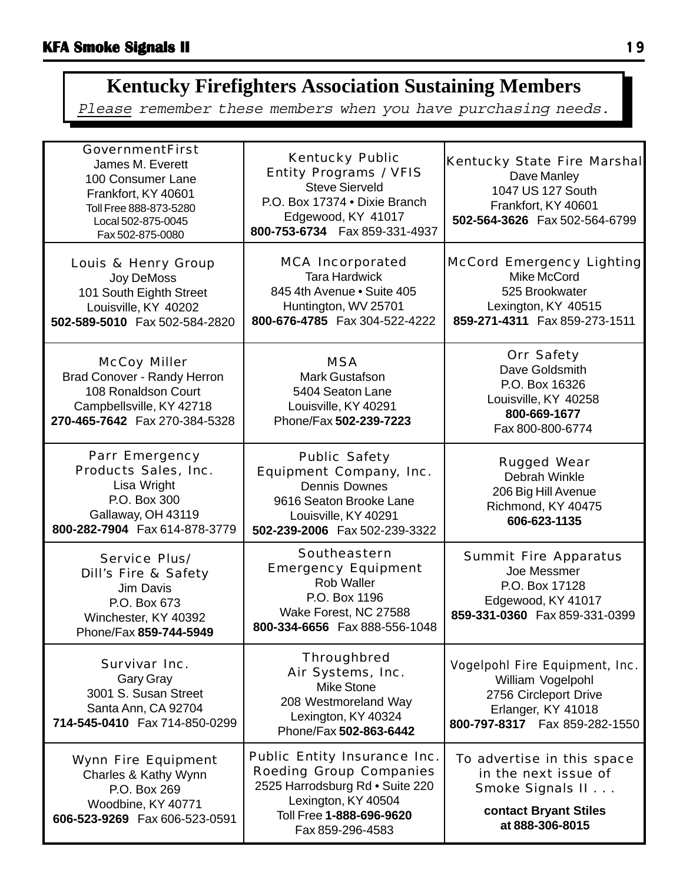# Kentucky Firefighters Association Sustaining Members

*Please remember these members when you have purchasing needs.*

| | | |
|---|---|---|
| GovernmentFirst<br>James M. Everett<br>100 Consumer Lane<br>Frankfort, KY 40601<br>Toll Free 888-873-5280<br>Local 502-875-0045<br>Fax 502-875-0080 | Kentucky Public Entity Programs / VFIS<br>Steve Sierveld<br>P.O. Box 17374 • Dixie Branch<br>Edgewood, KY 41017<br>**800-753-6734** Fax 859-331-4937 | Kentucky State Fire Marshal<br>Dave Manley<br>1047 US 127 South<br>Frankfort, KY 40601<br>**502-564-3626** Fax 502-564-6799 |
| Louis & Henry Group<br>Joy DeMoss<br>101 South Eighth Street<br>Louisville, KY 40202<br>**502-589-5010** Fax 502-584-2820 | MCA Incorporated<br>Tara Hardwick<br>845 4th Avenue • Suite 405<br>Huntington, WV 25701<br>**800-676-4785** Fax 304-522-4222 | McCord Emergency Lighting<br>Mike McCord<br>525 Brookwater<br>Lexington, KY 40515<br>**859-271-4311** Fax 859-273-1511 |
| McCoy Miller<br>Brad Conover - Randy Herron<br>108 Ronaldson Court<br>Campbellsville, KY 42718<br>**270-465-7642** Fax 270-384-5328 | MSA<br>Mark Gustafson<br>5404 Seaton Lane<br>Louisville, KY 40291<br>Phone/Fax **502-239-7223** | Orr Safety<br>Dave Goldsmith<br>P.O. Box 16326<br>Louisville, KY 40258<br>**800-669-1677**<br>Fax 800-800-6774 |
| Parr Emergency Products Sales, Inc.<br>Lisa Wright<br>P.O. Box 300<br>Gallaway, OH 43119<br>**800-282-7904** Fax 614-878-3779 | Public Safety Equipment Company, Inc.<br>Dennis Downes<br>9616 Seaton Brooke Lane<br>Louisville, KY 40291<br>**502-239-2006** Fax 502-239-3322 | Rugged Wear<br>Debrah Winkle<br>206 Big Hill Avenue<br>Richmond, KY 40475<br>**606-623-1135** |
| Service Plus/ Dill's Fire & Safety<br>Jim Davis<br>P.O. Box 673<br>Winchester, KY 40392<br>Phone/Fax **859-744-5949** | Southeastern Emergency Equipment<br>Rob Waller<br>P.O. Box 1196<br>Wake Forest, NC 27588<br>**800-334-6656** Fax 888-556-1048 | Summit Fire Apparatus<br>Joe Messmer<br>P.O. Box 17128<br>Edgewood, KY 41017<br>**859-331-0360** Fax 859-331-0399 |
| Survivar Inc.<br>Gary Gray<br>3001 S. Susan Street<br>Santa Ann, CA 92704<br>**714-545-0410** Fax 714-850-0299 | Throughbred Air Systems, Inc.<br>Mike Stone<br>208 Westmoreland Way<br>Lexington, KY 40324<br>Phone/Fax **502-863-6442** | Vogelpohl Fire Equipment, Inc.<br>William Vogelpohl<br>2756 Circleport Drive<br>Erlanger, KY 41018<br>**800-797-8317** Fax 859-282-1550 |
| Wynn Fire Equipment<br>Charles & Kathy Wynn<br>P.O. Box 269<br>Woodbine, KY 40771<br>**606-523-9269** Fax 606-523-0591 | Public Entity Insurance Inc.<br>Roeding Group Companies<br>2525 Harrodsburg Rd • Suite 220<br>Lexington, KY 40504<br>Toll Free **1-888-696-9620**<br>Fax 859-296-4583 | To advertise in this space in the next issue of Smoke Signals II . . .<br>**contact Bryant Stiles at 888-306-8015** |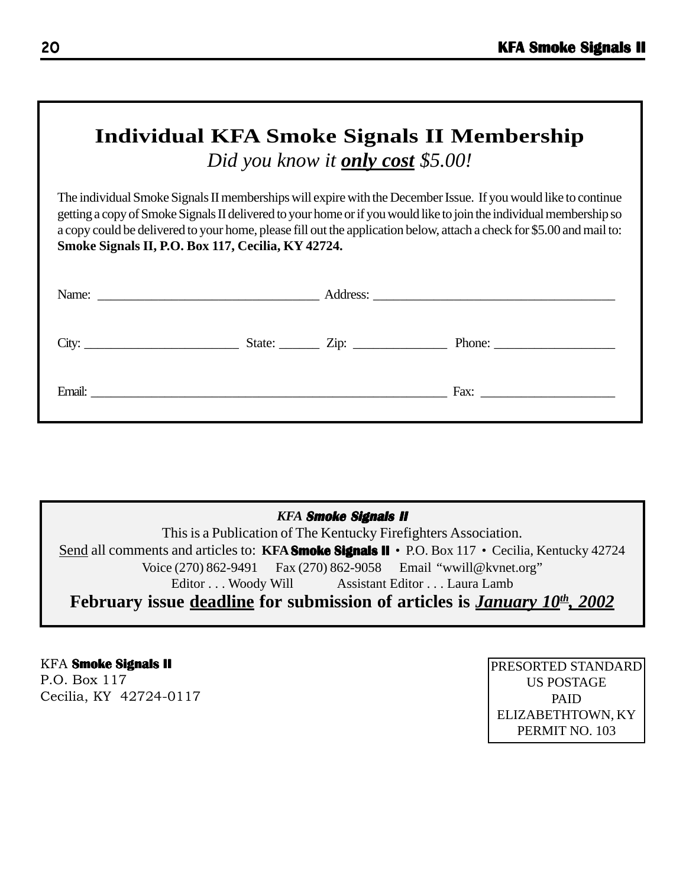# Individual KFA Smoke Signals II Membership

*Did you know it **only cost** $5.00!*

The individual Smoke Signals II memberships will expire with the December Issue. If you would like to continue getting a copy of Smoke Signals II delivered to your home or if you would like to join the individual membership so a copy could be delivered to your home, please fill out the application below, attach a check for $5.00 and mail to: **Smoke Signals II, P.O. Box 117, Cecilia, KY 42724.**

Name: ___________________________________ Address: ______________________________________

City: ________________________ State: ______ Zip: ______________ Phone: ___________________

Email: ________________________________________________________ Fax: _____________________

---

***KFA Smoke Signals II***

This is a Publication of The Kentucky Firefighters Association.

Send all comments and articles to: **KFA Smoke Signals II** • P.O. Box 117 • Cecilia, Kentucky 42724

Voice (270) 862-9491 Fax (270) 862-9058 Email "wwill@kvnet.org"

Editor . . . Woody Will Assistant Editor . . . Laura Lamb

**February issue deadline for submission of articles is *January 10th, 2002***

---

KFA **Smoke Signals II**
P.O. Box 117
Cecilia, KY 42724-0117

PRESORTED STANDARD
US POSTAGE
PAID
ELIZABETHTOWN, KY
PERMIT NO. 103